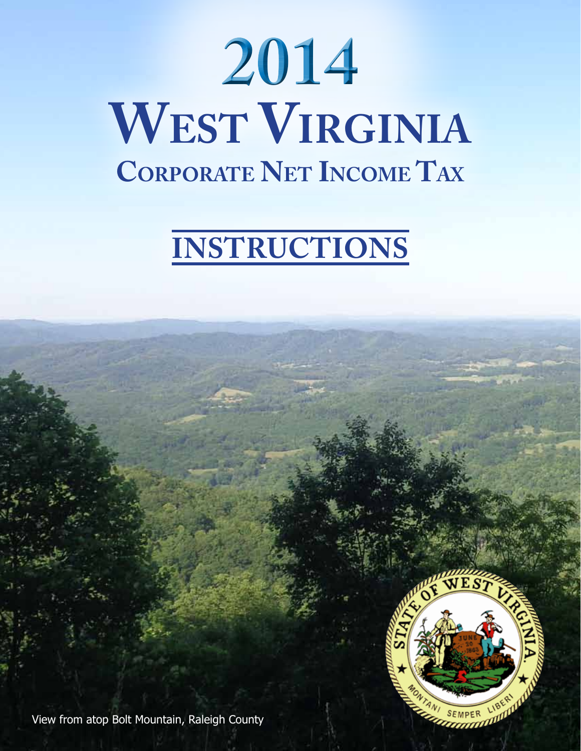# 2014

# West Virginia

## Corporate Net Income Tax

# INSTRUCTIONS

View from atop Bolt Mountain, Raleigh County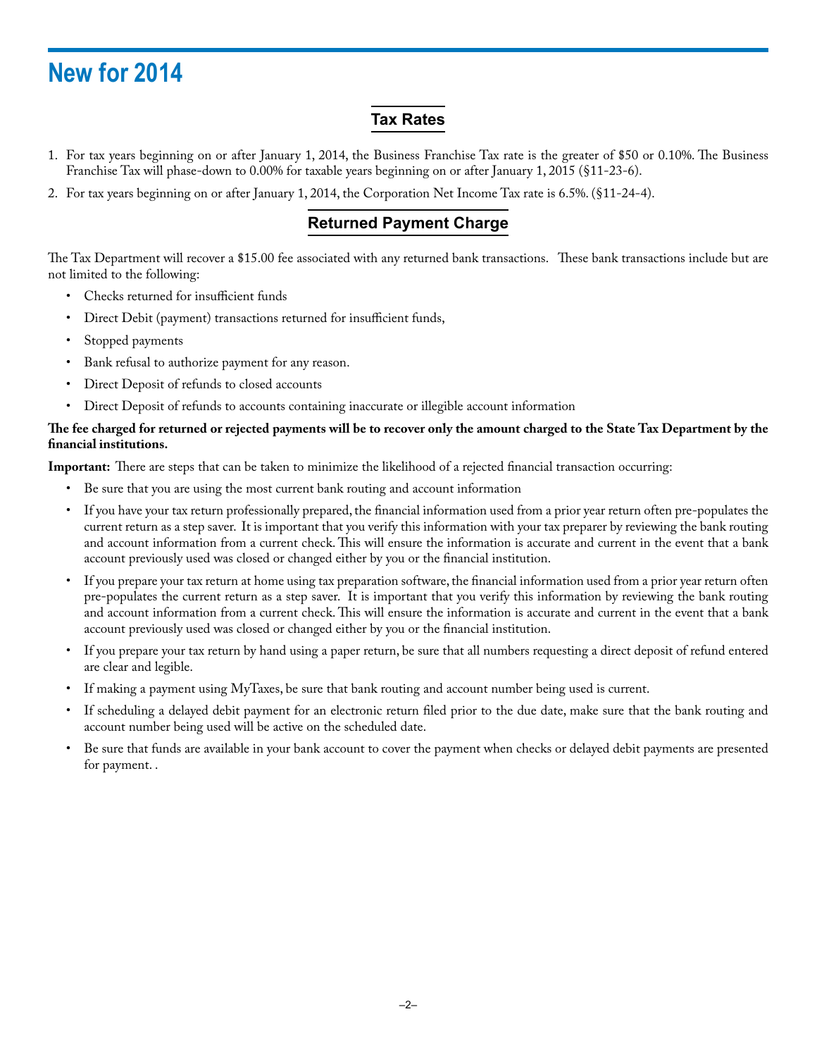# New for 2014

## Tax Rates

1. For tax years beginning on or after January 1, 2014, the Business Franchise Tax rate is the greater of $50 or 0.10%. The Business Franchise Tax will phase-down to 0.00% for taxable years beginning on or after January 1, 2015 (§11-23-6).
2. For tax years beginning on or after January 1, 2014, the Corporation Net Income Tax rate is 6.5%. (§11-24-4).

## Returned Payment Charge

The Tax Department will recover a $15.00 fee associated with any returned bank transactions. These bank transactions include but are not limited to the following:

- Checks returned for insufficient funds
- Direct Debit (payment) transactions returned for insufficient funds,
- Stopped payments
- Bank refusal to authorize payment for any reason.
- Direct Deposit of refunds to closed accounts
- Direct Deposit of refunds to accounts containing inaccurate or illegible account information

**The fee charged for returned or rejected payments will be to recover only the amount charged to the State Tax Department by the financial institutions.**

**Important:** There are steps that can be taken to minimize the likelihood of a rejected financial transaction occurring:

- Be sure that you are using the most current bank routing and account information
- If you have your tax return professionally prepared, the financial information used from a prior year return often pre-populates the current return as a step saver. It is important that you verify this information with your tax preparer by reviewing the bank routing and account information from a current check. This will ensure the information is accurate and current in the event that a bank account previously used was closed or changed either by you or the financial institution.
- If you prepare your tax return at home using tax preparation software, the financial information used from a prior year return often pre-populates the current return as a step saver. It is important that you verify this information by reviewing the bank routing and account information from a current check. This will ensure the information is accurate and current in the event that a bank account previously used was closed or changed either by you or the financial institution.
- If you prepare your tax return by hand using a paper return, be sure that all numbers requesting a direct deposit of refund entered are clear and legible.
- If making a payment using MyTaxes, be sure that bank routing and account number being used is current.
- If scheduling a delayed debit payment for an electronic return filed prior to the due date, make sure that the bank routing and account number being used will be active on the scheduled date.
- Be sure that funds are available in your bank account to cover the payment when checks or delayed debit payments are presented for payment. .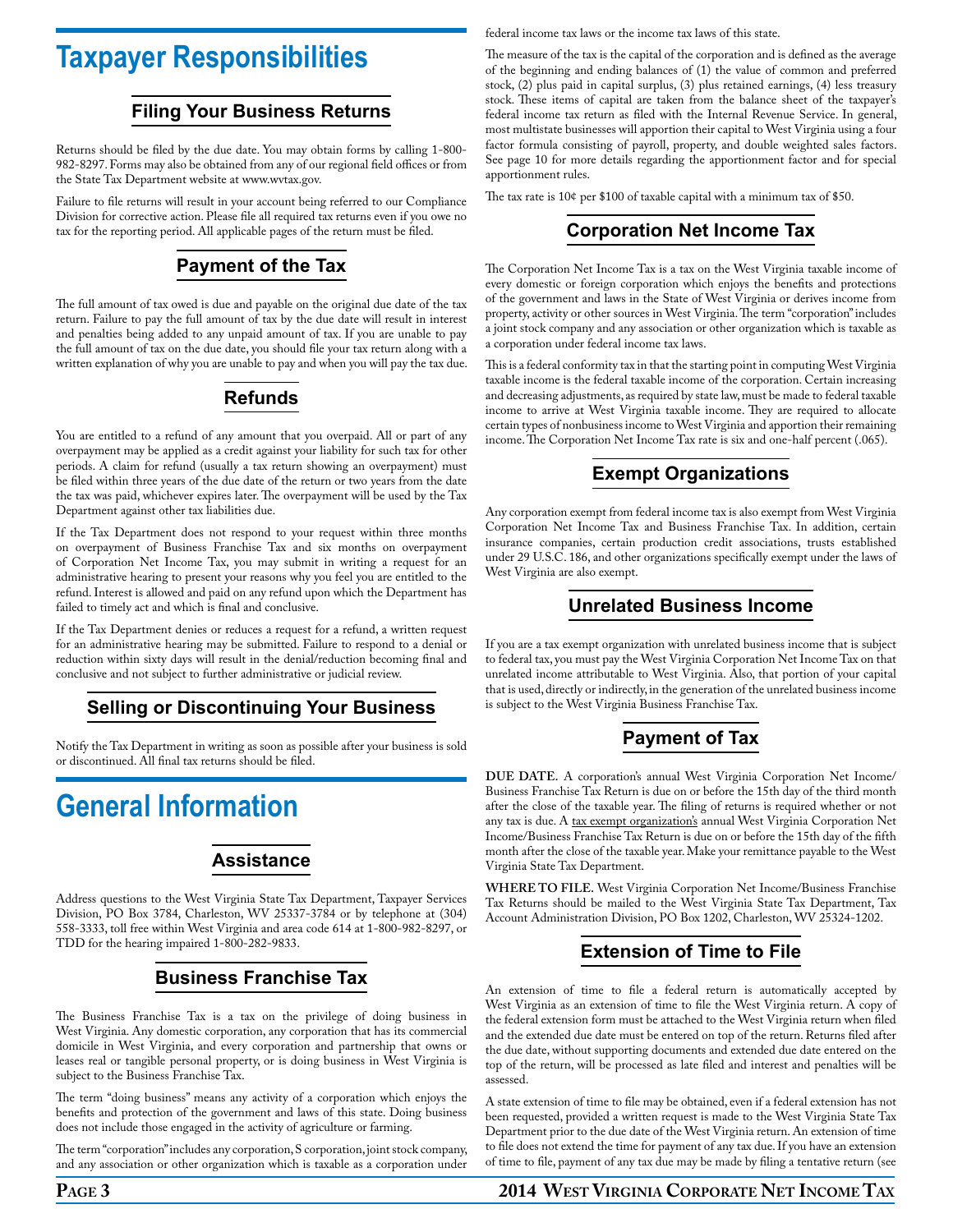# Taxpayer Responsibilities

## Filing Your Business Returns

Returns should be filed by the due date. You may obtain forms by calling 1-800-982-8297. Forms may also be obtained from any of our regional field offices or from the State Tax Department website at www.wvtax.gov.

Failure to file returns will result in your account being referred to our Compliance Division for corrective action. Please file all required tax returns even if you owe no tax for the reporting period. All applicable pages of the return must be filed.

## Payment of the Tax

The full amount of tax owed is due and payable on the original due date of the tax return. Failure to pay the full amount of tax by the due date will result in interest and penalties being added to any unpaid amount of tax. If you are unable to pay the full amount of tax on the due date, you should file your tax return along with a written explanation of why you are unable to pay and when you will pay the tax due.

## Refunds

You are entitled to a refund of any amount that you overpaid. All or part of any overpayment may be applied as a credit against your liability for such tax for other periods. A claim for refund (usually a tax return showing an overpayment) must be filed within three years of the due date of the return or two years from the date the tax was paid, whichever expires later. The overpayment will be used by the Tax Department against other tax liabilities due.

If the Tax Department does not respond to your request within three months on overpayment of Business Franchise Tax and six months on overpayment of Corporation Net Income Tax, you may submit in writing a request for an administrative hearing to present your reasons why you feel you are entitled to the refund. Interest is allowed and paid on any refund upon which the Department has failed to timely act and which is final and conclusive.

If the Tax Department denies or reduces a request for a refund, a written request for an administrative hearing may be submitted. Failure to respond to a denial or reduction within sixty days will result in the denial/reduction becoming final and conclusive and not subject to further administrative or judicial review.

## Selling or Discontinuing Your Business

Notify the Tax Department in writing as soon as possible after your business is sold or discontinued. All final tax returns should be filed.

# General Information

## Assistance

Address questions to the West Virginia State Tax Department, Taxpayer Services Division, PO Box 3784, Charleston, WV 25337-3784 or by telephone at (304) 558-3333, toll free within West Virginia and area code 614 at 1-800-982-8297, or TDD for the hearing impaired 1-800-282-9833.

## Business Franchise Tax

The Business Franchise Tax is a tax on the privilege of doing business in West Virginia. Any domestic corporation, any corporation that has its commercial domicile in West Virginia, and every corporation and partnership that owns or leases real or tangible personal property, or is doing business in West Virginia is subject to the Business Franchise Tax.

The term "doing business" means any activity of a corporation which enjoys the benefits and protection of the government and laws of this state. Doing business does not include those engaged in the activity of agriculture or farming.

The term "corporation" includes any corporation, S corporation, joint stock company, and any association or other organization which is taxable as a corporation under federal income tax laws or the income tax laws of this state.

The measure of the tax is the capital of the corporation and is defined as the average of the beginning and ending balances of (1) the value of common and preferred stock, (2) plus paid in capital surplus, (3) plus retained earnings, (4) less treasury stock. These items of capital are taken from the balance sheet of the taxpayer's federal income tax return as filed with the Internal Revenue Service. In general, most multistate businesses will apportion their capital to West Virginia using a four factor formula consisting of payroll, property, and double weighted sales factors. See page 10 for more details regarding the apportionment factor and for special apportionment rules.

The tax rate is 10¢ per $100 of taxable capital with a minimum tax of $50.

## Corporation Net Income Tax

The Corporation Net Income Tax is a tax on the West Virginia taxable income of every domestic or foreign corporation which enjoys the benefits and protections of the government and laws in the State of West Virginia or derives income from property, activity or other sources in West Virginia. The term "corporation" includes a joint stock company and any association or other organization which is taxable as a corporation under federal income tax laws.

This is a federal conformity tax in that the starting point in computing West Virginia taxable income is the federal taxable income of the corporation. Certain increasing and decreasing adjustments, as required by state law, must be made to federal taxable income to arrive at West Virginia taxable income. They are required to allocate certain types of nonbusiness income to West Virginia and apportion their remaining income. The Corporation Net Income Tax rate is six and one-half percent (.065).

## Exempt Organizations

Any corporation exempt from federal income tax is also exempt from West Virginia Corporation Net Income Tax and Business Franchise Tax. In addition, certain insurance companies, certain production credit associations, trusts established under 29 U.S.C. 186, and other organizations specifically exempt under the laws of West Virginia are also exempt.

## Unrelated Business Income

If you are a tax exempt organization with unrelated business income that is subject to federal tax, you must pay the West Virginia Corporation Net Income Tax on that unrelated income attributable to West Virginia. Also, that portion of your capital that is used, directly or indirectly, in the generation of the unrelated business income is subject to the West Virginia Business Franchise Tax.

## Payment of Tax

**DUE DATE.** A corporation's annual West Virginia Corporation Net Income/Business Franchise Tax Return is due on or before the 15th day of the third month after the close of the taxable year. The filing of returns is required whether or not any tax is due. A tax exempt organization's annual West Virginia Corporation Net Income/Business Franchise Tax Return is due on or before the 15th day of the fifth month after the close of the taxable year. Make your remittance payable to the West Virginia State Tax Department.

**WHERE TO FILE.** West Virginia Corporation Net Income/Business Franchise Tax Returns should be mailed to the West Virginia State Tax Department, Tax Account Administration Division, PO Box 1202, Charleston, WV 25324-1202.

## Extension of Time to File

An extension of time to file a federal return is automatically accepted by West Virginia as an extension of time to file the West Virginia return. A copy of the federal extension form must be attached to the West Virginia return when filed and the extended due date must be entered on top of the return. Returns filed after the due date, without supporting documents and extended due date entered on the top of the return, will be processed as late filed and interest and penalties will be assessed.

A state extension of time to file may be obtained, even if a federal extension has not been requested, provided a written request is made to the West Virginia State Tax Department prior to the due date of the West Virginia return. An extension of time to file does not extend the time for payment of any tax due. If you have an extension of time to file, payment of any tax due may be made by filing a tentative return (see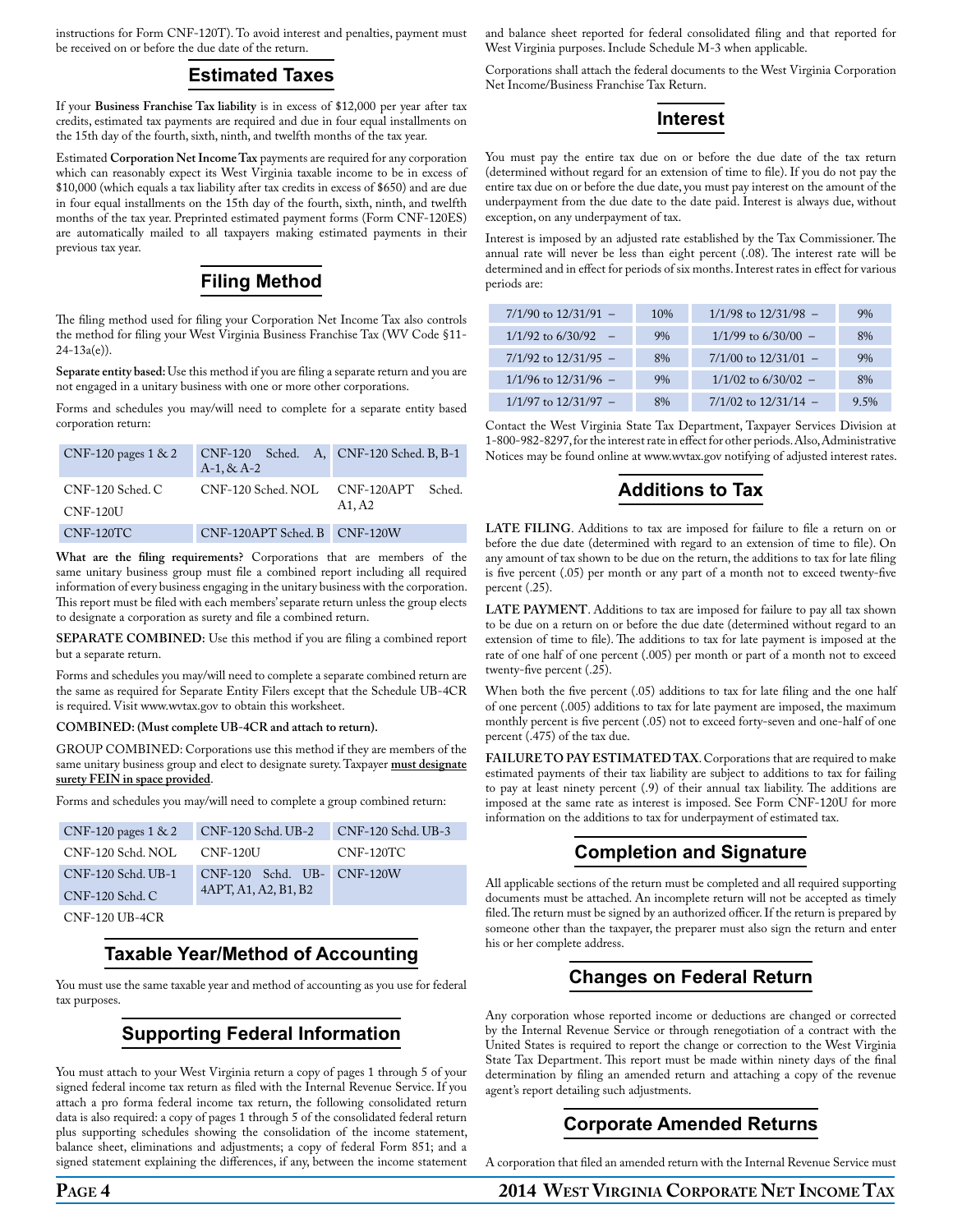instructions for Form CNF-120T). To avoid interest and penalties, payment must be received on or before the due date of the return.

## Estimated Taxes

If your **Business Franchise Tax liability** is in excess of $12,000 per year after tax credits, estimated tax payments are required and due in four equal installments on the 15th day of the fourth, sixth, ninth, and twelfth months of the tax year.

Estimated **Corporation Net Income Tax** payments are required for any corporation which can reasonably expect its West Virginia taxable income to be in excess of $10,000 (which equals a tax liability after tax credits in excess of $650) and are due in four equal installments on the 15th day of the fourth, sixth, ninth, and twelfth months of the tax year. Preprinted estimated payment forms (Form CNF-120ES) are automatically mailed to all taxpayers making estimated payments in their previous tax year.

## Filing Method

The filing method used for filing your Corporation Net Income Tax also controls the method for filing your West Virginia Business Franchise Tax (WV Code §11-24-13a(e)).

**Separate entity based:** Use this method if you are filing a separate return and you are not engaged in a unitary business with one or more other corporations.

Forms and schedules you may/will need to complete for a separate entity based corporation return:

| | | |
|---|---|---|
| CNF-120 pages 1 & 2 | CNF-120 Sched. A, A-1, & A-2 | CNF-120 Sched. B, B-1 |
| CNF-120 Sched. C<br>CNF-120U | CNF-120 Sched. NOL | CNF-120APT Sched. A1, A2 |
| CNF-120TC | CNF-120APT Sched. B | CNF-120W |

**What are the filing requirements?** Corporations that are members of the same unitary business group must file a combined report including all required information of every business engaging in the unitary business with the corporation. This report must be filed with each members' separate return unless the group elects to designate a corporation as surety and file a combined return.

**SEPARATE COMBINED:** Use this method if you are filing a combined report but a separate return.

Forms and schedules you may/will need to complete a separate combined return are the same as required for Separate Entity Filers except that the Schedule UB-4CR is required. Visit www.wvtax.gov to obtain this worksheet.

**COMBINED: (Must complete UB-4CR and attach to return).**

GROUP COMBINED: Corporations use this method if they are members of the same unitary business group and elect to designate surety. Taxpayer **must designate surety FEIN in space provided**.

Forms and schedules you may/will need to complete a group combined return:

| | | |
|---|---|---|
| CNF-120 pages 1 & 2 | CNF-120 Schd. UB-2 | CNF-120 Schd. UB-3 |
| CNF-120 Schd. NOL | CNF-120U | CNF-120TC |
| CNF-120 Schd. UB-1<br>CNF-120 Schd. C | CNF-120 Schd. UB-4APT, A1, A2, B1, B2 | CNF-120W |
| CNF-120 UB-4CR | | |

## Taxable Year/Method of Accounting

You must use the same taxable year and method of accounting as you use for federal tax purposes.

## Supporting Federal Information

You must attach to your West Virginia return a copy of pages 1 through 5 of your signed federal income tax return as filed with the Internal Revenue Service. If you attach a pro forma federal income tax return, the following consolidated return data is also required: a copy of pages 1 through 5 of the consolidated federal return plus supporting schedules showing the consolidation of the income statement, balance sheet, eliminations and adjustments; a copy of federal Form 851; and a signed statement explaining the differences, if any, between the income statement and balance sheet reported for federal consolidated filing and that reported for West Virginia purposes. Include Schedule M-3 when applicable.

Corporations shall attach the federal documents to the West Virginia Corporation Net Income/Business Franchise Tax Return.

## Interest

You must pay the entire tax due on or before the due date of the tax return (determined without regard for an extension of time to file). If you do not pay the entire tax due on or before the due date, you must pay interest on the amount of the underpayment from the due date to the date paid. Interest is always due, without exception, on any underpayment of tax.

Interest is imposed by an adjusted rate established by the Tax Commissioner. The annual rate will never be less than eight percent (.08). The interest rate will be determined and in effect for periods of six months. Interest rates in effect for various periods are:

| | | | |
|---|---|---|---|
| 7/1/90 to 12/31/91 – | 10% | 1/1/98 to 12/31/98 – | 9% |
| 1/1/92 to 6/30/92 – | 9% | 1/1/99 to 6/30/00 – | 8% |
| 7/1/92 to 12/31/95 – | 8% | 7/1/00 to 12/31/01 – | 9% |
| 1/1/96 to 12/31/96 – | 9% | 1/1/02 to 6/30/02 – | 8% |
| 1/1/97 to 12/31/97 – | 8% | 7/1/02 to 12/31/14 – | 9.5% |

Contact the West Virginia State Tax Department, Taxpayer Services Division at 1-800-982-8297, for the interest rate in effect for other periods. Also, Administrative Notices may be found online at www.wvtax.gov notifying of adjusted interest rates.

## Additions to Tax

**LATE FILING**. Additions to tax are imposed for failure to file a return on or before the due date (determined with regard to an extension of time to file). On any amount of tax shown to be due on the return, the additions to tax for late filing is five percent (.05) per month or any part of a month not to exceed twenty-five percent (.25).

**LATE PAYMENT**. Additions to tax are imposed for failure to pay all tax shown to be due on a return on or before the due date (determined without regard to an extension of time to file). The additions to tax for late payment is imposed at the rate of one half of one percent (.005) per month or part of a month not to exceed twenty-five percent (.25).

When both the five percent (.05) additions to tax for late filing and the one half of one percent (.005) additions to tax for late payment are imposed, the maximum monthly percent is five percent (.05) not to exceed forty-seven and one-half of one percent (.475) of the tax due.

**FAILURE TO PAY ESTIMATED TAX**. Corporations that are required to make estimated payments of their tax liability are subject to additions to tax for failing to pay at least ninety percent (.9) of their annual tax liability. The additions are imposed at the same rate as interest is imposed. See Form CNF-120U for more information on the additions to tax for underpayment of estimated tax.

## Completion and Signature

All applicable sections of the return must be completed and all required supporting documents must be attached. An incomplete return will not be accepted as timely filed. The return must be signed by an authorized officer. If the return is prepared by someone other than the taxpayer, the preparer must also sign the return and enter his or her complete address.

## Changes on Federal Return

Any corporation whose reported income or deductions are changed or corrected by the Internal Revenue Service or through renegotiation of a contract with the United States is required to report the change or correction to the West Virginia State Tax Department. This report must be made within ninety days of the final determination by filing an amended return and attaching a copy of the revenue agent's report detailing such adjustments.

## Corporate Amended Returns

A corporation that filed an amended return with the Internal Revenue Service must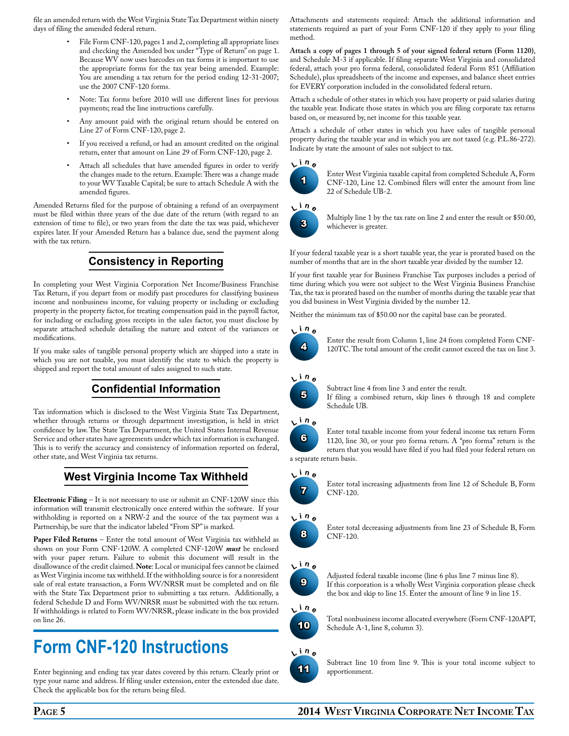file an amended return with the West Virginia State Tax Department within ninety days of filing the amended federal return.

- File Form CNF-120, pages 1 and 2, completing all appropriate lines and checking the Amended box under "Type of Return" on page 1. Because WV now uses barcodes on tax forms it is important to use the appropriate forms for the tax year being amended. Example: You are amending a tax return for the period ending 12-31-2007; use the 2007 CNF-120 forms.
- Note: Tax forms before 2010 will use different lines for previous payments; read the line instructions carefully.
- Any amount paid with the original return should be entered on Line 27 of Form CNF-120, page 2.
- If you received a refund, or had an amount credited on the original return, enter that amount on Line 29 of Form CNF-120, page 2.
- Attach all schedules that have amended figures in order to verify the changes made to the return. Example: There was a change made to your WV Taxable Capital; be sure to attach Schedule A with the amended figures.

Amended Returns filed for the purpose of obtaining a refund of an overpayment must be filed within three years of the due date of the return (with regard to an extension of time to file), or two years from the date the tax was paid, whichever expires later. If your Amended Return has a balance due, send the payment along with the tax return.

## Consistency in Reporting

In completing your West Virginia Corporation Net Income/Business Franchise Tax Return, if you depart from or modify past procedures for classifying business income and nonbusiness income, for valuing property or including or excluding property in the property factor, for treating compensation paid in the payroll factor, for including or excluding gross receipts in the sales factor, you must disclose by separate attached schedule detailing the nature and extent of the variances or modifications.

If you make sales of tangible personal property which are shipped into a state in which you are not taxable, you must identify the state to which the property is shipped and report the total amount of sales assigned to such state.

## Confidential Information

Tax information which is disclosed to the West Virginia State Tax Department, whether through returns or through department investigation, is held in strict confidence by law. The State Tax Department, the United States Internal Revenue Service and other states have agreements under which tax information is exchanged. This is to verify the accuracy and consistency of information reported on federal, other state, and West Virginia tax returns.

## West Virginia Income Tax Withheld

**Electronic Filing** – It is not necessary to use or submit an CNF-120W since this information will transmit electronically once entered within the software. If your withholding is reported on a NRW-2 and the source of the tax payment was a Partnership, be sure that the indicator labeled "From SP" is marked.

**Paper Filed Returns** – Enter the total amount of West Virginia tax withheld as shown on your Form CNF-120W. A completed CNF-120W ***must*** be enclosed with your paper return. Failure to submit this document will result in the disallowance of the credit claimed. **Note**: Local or municipal fees cannot be claimed as West Virginia income tax withheld. If the withholding source is for a nonresident sale of real estate transaction, a Form WV/NRSR must be completed and on file with the State Tax Department prior to submitting a tax return. Additionally, a federal Schedule D and Form WV/NRSR must be submitted with the tax return. If withholdings is related to Form WV/NRSR, please indicate in the box provided on line 26.

# Form CNF-120 Instructions

Enter beginning and ending tax year dates covered by this return. Clearly print or type your name and address. If filing under extension, enter the extended due date. Check the applicable box for the return being filed.

Attachments and statements required: Attach the additional information and statements required as part of your Form CNF-120 if they apply to your filing method.

**Attach a copy of pages 1 through 5 of your signed federal return (Form 1120)**, and Schedule M-3 if applicable. If filing separate West Virginia and consolidated federal, attach your pro forma federal, consolidated federal Form 851 (Affiliation Schedule), plus spreadsheets of the income and expenses, and balance sheet entries for EVERY corporation included in the consolidated federal return.

Attach a schedule of other states in which you have property or paid salaries during the taxable year. Indicate those states in which you are filing corporate tax returns based on, or measured by, net income for this taxable year.

Attach a schedule of other states in which you have sales of tangible personal property during the taxable year and in which you are not taxed (e.g. P.L.86-272). Indicate by state the amount of sales not subject to tax.

**Line 1** Enter West Virginia taxable capital from completed Schedule A, Form CNF-120, Line 12. Combined filers will enter the amount from line 22 of Schedule UB-2.

**Line 3** Multiply line 1 by the tax rate on line 2 and enter the result or $50.00, whichever is greater.

If your federal taxable year is a short taxable year, the year is prorated based on the number of months that are in the short taxable year divided by the number 12.

If your first taxable year for Business Franchise Tax purposes includes a period of time during which you were not subject to the West Virginia Business Franchise Tax, the tax is prorated based on the number of months during the taxable year that you did business in West Virginia divided by the number 12.

Neither the minimum tax of $50.00 nor the capital base can be prorated.

**Line 4** Enter the result from Column 1, line 24 from completed Form CNF-120TC. The total amount of the credit cannot exceed the tax on line 3.

**Line 5** Subtract line 4 from line 3 and enter the result.
If filing a combined return, skip lines 6 through 18 and complete Schedule UB.

**Line 6** Enter total taxable income from your federal income tax return Form 1120, line 30, or your pro forma return. A "pro forma" return is the return that you would have filed if you had filed your federal return on a separate return basis.

**Line 7** Enter total increasing adjustments from line 12 of Schedule B, Form CNF-120.

**Line 8** Enter total decreasing adjustments from line 23 of Schedule B, Form CNF-120.

**Line 9** Adjusted federal taxable income (line 6 plus line 7 minus line 8).
If this corporation is a wholly West Virginia corporation please check the box and skip to line 15. Enter the amount of line 9 in line 15.

**Line 10** Total nonbusiness income allocated everywhere (Form CNF-120APT, Schedule A-1, line 8, column 3).

**Line 11** Subtract line 10 from line 9. This is your total income subject to apportionment.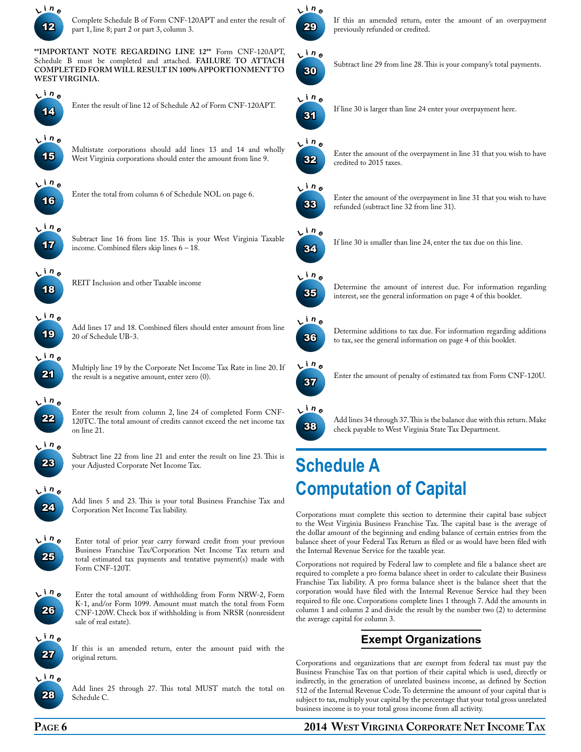**Line 12** Complete Schedule B of Form CNF-120APT and enter the result of part 1, line 8; part 2 or part 3, column 3.

****IMPORTANT NOTE REGARDING LINE 12**** Form CNF-120APT, Schedule B must be completed and attached. **FAILURE TO ATTACH COMPLETED FORM WILL RESULT IN 100% APPORTIONMENT TO WEST VIRGINIA.**

**Line 14** Enter the result of line 12 of Schedule A2 of Form CNF-120APT.

**Line 15** Multistate corporations should add lines 13 and 14 and wholly West Virginia corporations should enter the amount from line 9.

**Line 16** Enter the total from column 6 of Schedule NOL on page 6.

**Line 17** Subtract line 16 from line 15. This is your West Virginia Taxable income. Combined filers skip lines 6 – 18.

**Line 18** REIT Inclusion and other Taxable income

**Line 19** Add lines 17 and 18. Combined filers should enter amount from line 20 of Schedule UB-3.

**Line 21** Multiply line 19 by the Corporate Net Income Tax Rate in line 20. If the result is a negative amount, enter zero (0).

**Line 22** Enter the result from column 2, line 24 of completed Form CNF-120TC. The total amount of credits cannot exceed the net income tax on line 21.

**Line 23** Subtract line 22 from line 21 and enter the result on line 23. This is your Adjusted Corporate Net Income Tax.

**Line 24** Add lines 5 and 23. This is your total Business Franchise Tax and Corporation Net Income Tax liability.

**Line 25** Enter total of prior year carry forward credit from your previous Business Franchise Tax/Corporation Net Income Tax return and total estimated tax payments and tentative payment(s) made with Form CNF-120T.

**Line 26** Enter the total amount of withholding from Form NRW-2, Form K-1, and/or Form 1099. Amount must match the total from Form CNF-120W. Check box if withholding is from NRSR (nonresident sale of real estate).

**Line 27** If this is an amended return, enter the amount paid with the original return.

**Line 28** Add lines 25 through 27. This total MUST match the total on Schedule C.

**Line 29** If this an amended return, enter the amount of an overpayment previously refunded or credited.

**Line 30** Subtract line 29 from line 28. This is your company's total payments.

**Line 31** If line 30 is larger than line 24 enter your overpayment here.

**Line 32** Enter the amount of the overpayment in line 31 that you wish to have credited to 2015 taxes.

**Line 33** Enter the amount of the overpayment in line 31 that you wish to have refunded (subtract line 32 from line 31).

**Line 34** If line 30 is smaller than line 24, enter the tax due on this line.

**Line 35** Determine the amount of interest due. For information regarding interest, see the general information on page 4 of this booklet.

**Line 36** Determine additions to tax due. For information regarding additions to tax, see the general information on page 4 of this booklet.

**Line 37** Enter the amount of penalty of estimated tax from Form CNF-120U.

**Line 38** Add lines 34 through 37. This is the balance due with this return. Make check payable to West Virginia State Tax Department.

# Schedule A Computation of Capital

Corporations must complete this section to determine their capital base subject to the West Virginia Business Franchise Tax. The capital base is the average of the dollar amount of the beginning and ending balance of certain entries from the balance sheet of your Federal Tax Return as filed or as would have been filed with the Internal Revenue Service for the taxable year.

Corporations not required by Federal law to complete and file a balance sheet are required to complete a pro forma balance sheet in order to calculate their Business Franchise Tax liability. A pro forma balance sheet is the balance sheet that the corporation would have filed with the Internal Revenue Service had they been required to file one. Corporations complete lines 1 through 7. Add the amounts in column 1 and column 2 and divide the result by the number two (2) to determine the average capital for column 3.

## Exempt Organizations

Corporations and organizations that are exempt from federal tax must pay the Business Franchise Tax on that portion of their capital which is used, directly or indirectly, in the generation of unrelated business income, as defined by Section 512 of the Internal Revenue Code. To determine the amount of your capital that is subject to tax, multiply your capital by the percentage that your total gross unrelated business income is to your total gross income from all activity.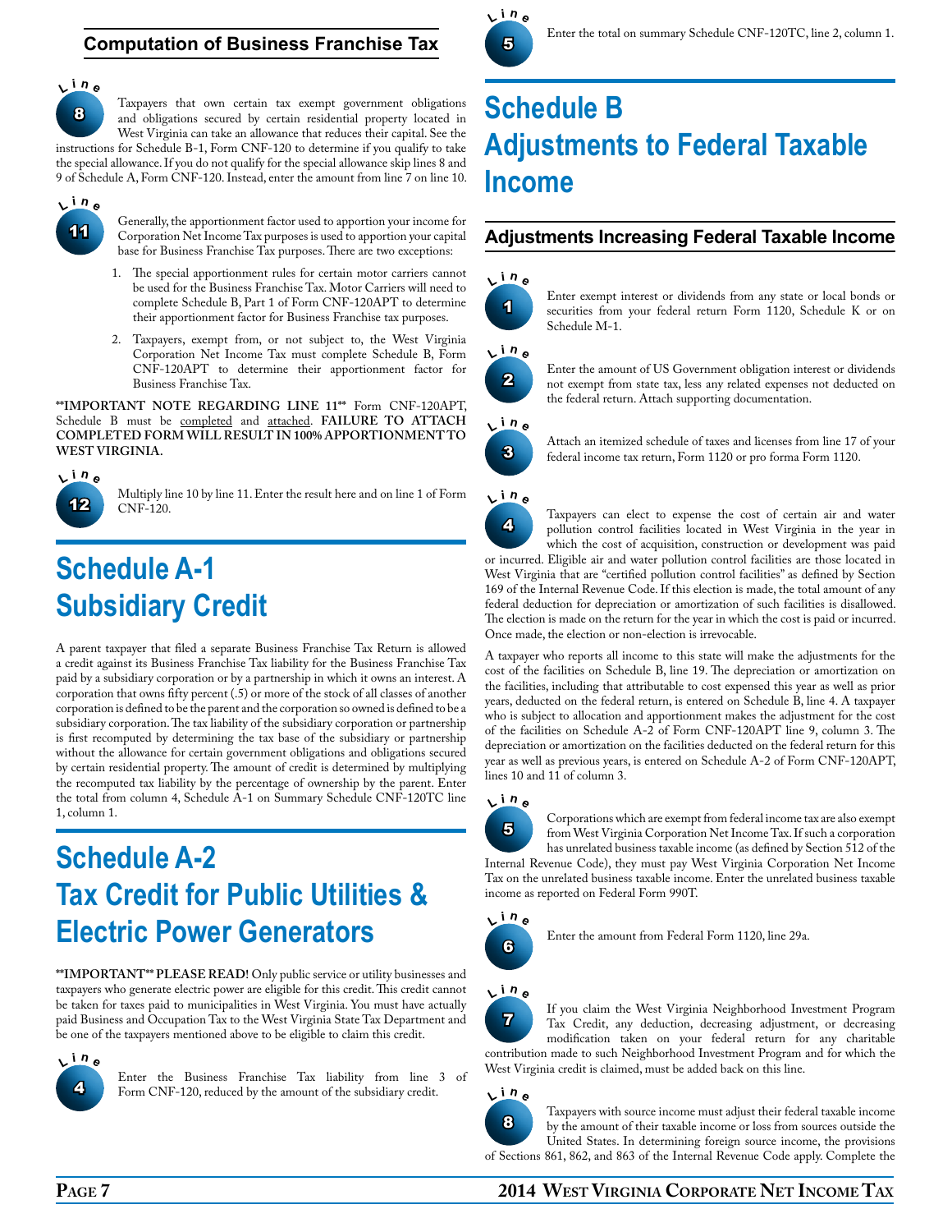### Computation of Business Franchise Tax

**Line 8**

Taxpayers that own certain tax exempt government obligations and obligations secured by certain residential property located in West Virginia can take an allowance that reduces their capital. See the instructions for Schedule B-1, Form CNF-120 to determine if you qualify to take the special allowance. If you do not qualify for the special allowance skip lines 8 and 9 of Schedule A, Form CNF-120. Instead, enter the amount from line 7 on line 10.

**Line 11**

Generally, the apportionment factor used to apportion your income for Corporation Net Income Tax purposes is used to apportion your capital base for Business Franchise Tax purposes. There are two exceptions:

1. The special apportionment rules for certain motor carriers cannot be used for the Business Franchise Tax. Motor Carriers will need to complete Schedule B, Part 1 of Form CNF-120APT to determine their apportionment factor for Business Franchise tax purposes.
2. Taxpayers, exempt from, or not subject to, the West Virginia Corporation Net Income Tax must complete Schedule B, Form CNF-120APT to determine their apportionment factor for Business Franchise Tax.

**\*\*IMPORTANT NOTE REGARDING LINE 11\*\*** Form CNF-120APT, Schedule B must be completed and attached. **FAILURE TO ATTACH COMPLETED FORM WILL RESULT IN 100% APPORTIONMENT TO WEST VIRGINIA.**

**Line 12**

Multiply line 10 by line 11. Enter the result here and on line 1 of Form CNF-120.

## Schedule A-1 Subsidiary Credit

A parent taxpayer that filed a separate Business Franchise Tax Return is allowed a credit against its Business Franchise Tax liability for the Business Franchise Tax paid by a subsidiary corporation or by a partnership in which it owns an interest. A corporation that owns fifty percent (.5) or more of the stock of all classes of another corporation is defined to be the parent and the corporation so owned is defined to be a subsidiary corporation. The tax liability of the subsidiary corporation or partnership is first recomputed by determining the tax base of the subsidiary or partnership without the allowance for certain government obligations and obligations secured by certain residential property. The amount of credit is determined by multiplying the recomputed tax liability by the percentage of ownership by the parent. Enter the total from column 4, Schedule A-1 on Summary Schedule CNF-120TC line 1, column 1.

## Schedule A-2 Tax Credit for Public Utilities & Electric Power Generators

**\*\*IMPORTANT\*\* PLEASE READ!** Only public service or utility businesses and taxpayers who generate electric power are eligible for this credit. This credit cannot be taken for taxes paid to municipalities in West Virginia. You must have actually paid Business and Occupation Tax to the West Virginia State Tax Department and be one of the taxpayers mentioned above to be eligible to claim this credit.

**Line 4**

Enter the Business Franchise Tax liability from line 3 of Form CNF-120, reduced by the amount of the subsidiary credit.

**Line 5**

Enter the total on summary Schedule CNF-120TC, line 2, column 1.

## Schedule B Adjustments to Federal Taxable Income

### Adjustments Increasing Federal Taxable Income

**Line 1**

Enter exempt interest or dividends from any state or local bonds or securities from your federal return Form 1120, Schedule K or on Schedule M-1.

**Line 2**

Enter the amount of US Government obligation interest or dividends not exempt from state tax, less any related expenses not deducted on the federal return. Attach supporting documentation.

**Line 3**

Attach an itemized schedule of taxes and licenses from line 17 of your federal income tax return, Form 1120 or pro forma Form 1120.

**Line 4**

Taxpayers can elect to expense the cost of certain air and water pollution control facilities located in West Virginia in the year in which the cost of acquisition, construction or development was paid or incurred. Eligible air and water pollution control facilities are those located in West Virginia that are "certified pollution control facilities" as defined by Section 169 of the Internal Revenue Code. If this election is made, the total amount of any federal deduction for depreciation or amortization of such facilities is disallowed. The election is made on the return for the year in which the cost is paid or incurred. Once made, the election or non-election is irrevocable.

A taxpayer who reports all income to this state will make the adjustments for the cost of the facilities on Schedule B, line 19. The depreciation or amortization on the facilities, including that attributable to cost expensed this year as well as prior years, deducted on the federal return, is entered on Schedule B, line 4. A taxpayer who is subject to allocation and apportionment makes the adjustment for the cost of the facilities on Schedule A-2 of Form CNF-120APT line 9, column 3. The depreciation or amortization on the facilities deducted on the federal return for this year as well as previous years, is entered on Schedule A-2 of Form CNF-120APT, lines 10 and 11 of column 3.

**Line 5**

Corporations which are exempt from federal income tax are also exempt from West Virginia Corporation Net Income Tax. If such a corporation has unrelated business taxable income (as defined by Section 512 of the Internal Revenue Code), they must pay West Virginia Corporation Net Income Tax on the unrelated business taxable income. Enter the unrelated business taxable income as reported on Federal Form 990T.

**Line 6**

Enter the amount from Federal Form 1120, line 29a.

**Line 7**

If you claim the West Virginia Neighborhood Investment Program Tax Credit, any deduction, decreasing adjustment, or decreasing modification taken on your federal return for any charitable contribution made to such Neighborhood Investment Program and for which the West Virginia credit is claimed, must be added back on this line.

**Line 8**

Taxpayers with source income must adjust their federal taxable income by the amount of their taxable income or loss from sources outside the United States. In determining foreign source income, the provisions of Sections 861, 862, and 863 of the Internal Revenue Code apply. Complete the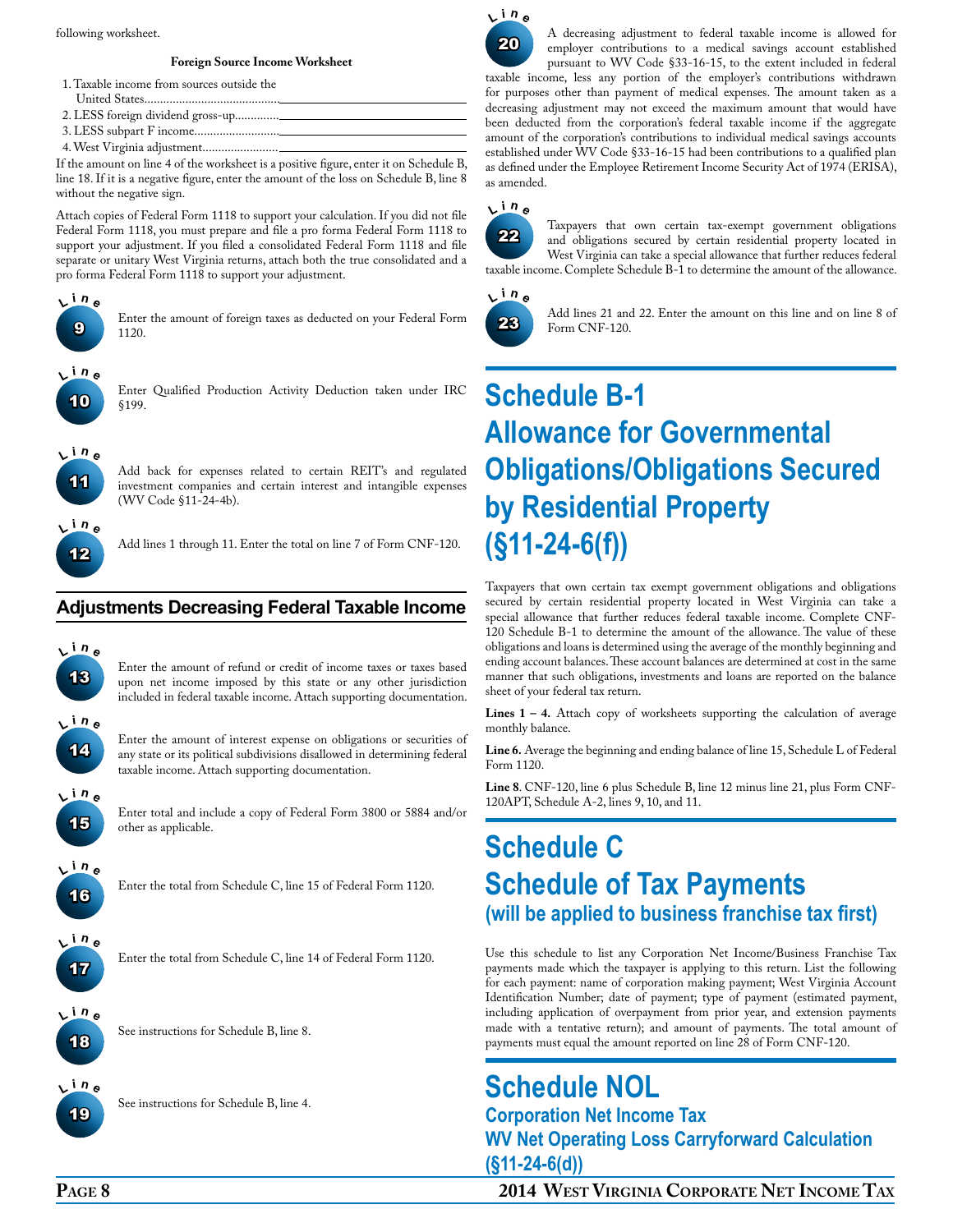following worksheet.

**Foreign Source Income Worksheet**

1. Taxable income from sources outside the United States..........................................______________
2. LESS foreign dividend gross-up..............______________
3. LESS subpart F income...........................______________
4. West Virginia adjustment........................______________

If the amount on line 4 of the worksheet is a positive figure, enter it on Schedule B, line 18. If it is a negative figure, enter the amount of the loss on Schedule B, line 8 without the negative sign.

Attach copies of Federal Form 1118 to support your calculation. If you did not file Federal Form 1118, you must prepare and file a pro forma Federal Form 1118 to support your adjustment. If you filed a consolidated Federal Form 1118 and file separate or unitary West Virginia returns, attach both the true consolidated and a pro forma Federal Form 1118 to support your adjustment.

**Line 9** Enter the amount of foreign taxes as deducted on your Federal Form 1120.

**Line 10** Enter Qualified Production Activity Deduction taken under IRC §199.

**Line 11** Add back for expenses related to certain REIT's and regulated investment companies and certain interest and intangible expenses (WV Code §11-24-4b).

**Line 12** Add lines 1 through 11. Enter the total on line 7 of Form CNF-120.

## Adjustments Decreasing Federal Taxable Income

**Line 13** Enter the amount of refund or credit of income taxes or taxes based upon net income imposed by this state or any other jurisdiction included in federal taxable income. Attach supporting documentation.

**Line 14** Enter the amount of interest expense on obligations or securities of any state or its political subdivisions disallowed in determining federal taxable income. Attach supporting documentation.

**Line 15** Enter total and include a copy of Federal Form 3800 or 5884 and/or other as applicable.

**Line 16** Enter the total from Schedule C, line 15 of Federal Form 1120.

**Line 17** Enter the total from Schedule C, line 14 of Federal Form 1120.

**Line 18** See instructions for Schedule B, line 8.

**Line 19** See instructions for Schedule B, line 4.

**Line 20** A decreasing adjustment to federal taxable income is allowed for employer contributions to a medical savings account established pursuant to WV Code §33-16-15, to the extent included in federal taxable income, less any portion of the employer's contributions withdrawn for purposes other than payment of medical expenses. The amount taken as a decreasing adjustment may not exceed the maximum amount that would have been deducted from the corporation's federal taxable income if the aggregate amount of the corporation's contributions to individual medical savings accounts established under WV Code §33-16-15 had been contributions to a qualified plan as defined under the Employee Retirement Income Security Act of 1974 (ERISA), as amended.

**Line 22** Taxpayers that own certain tax-exempt government obligations and obligations secured by certain residential property located in West Virginia can take a special allowance that further reduces federal taxable income. Complete Schedule B-1 to determine the amount of the allowance.

**Line 23** Add lines 21 and 22. Enter the amount on this line and on line 8 of Form CNF-120.

# Schedule B-1 Allowance for Governmental Obligations/Obligations Secured by Residential Property (§11-24-6(f))

Taxpayers that own certain tax exempt government obligations and obligations secured by certain residential property located in West Virginia can take a special allowance that further reduces federal taxable income. Complete CNF-120 Schedule B-1 to determine the amount of the allowance. The value of these obligations and loans is determined using the average of the monthly beginning and ending account balances. These account balances are determined at cost in the same manner that such obligations, investments and loans are reported on the balance sheet of your federal tax return.

**Lines 1 – 4.** Attach copy of worksheets supporting the calculation of average monthly balance.

**Line 6.** Average the beginning and ending balance of line 15, Schedule L of Federal Form 1120.

**Line 8**. CNF-120, line 6 plus Schedule B, line 12 minus line 21, plus Form CNF-120APT, Schedule A-2, lines 9, 10, and 11.

# Schedule C Schedule of Tax Payments

## (will be applied to business franchise tax first)

Use this schedule to list any Corporation Net Income/Business Franchise Tax payments made which the taxpayer is applying to this return. List the following for each payment: name of corporation making payment; West Virginia Account Identification Number; date of payment; type of payment (estimated payment, including application of overpayment from prior year, and extension payments made with a tentative return); and amount of payments. The total amount of payments must equal the amount reported on line 28 of Form CNF-120.

# Schedule NOL

## Corporation Net Income Tax WV Net Operating Loss Carryforward Calculation (§11-24-6(d))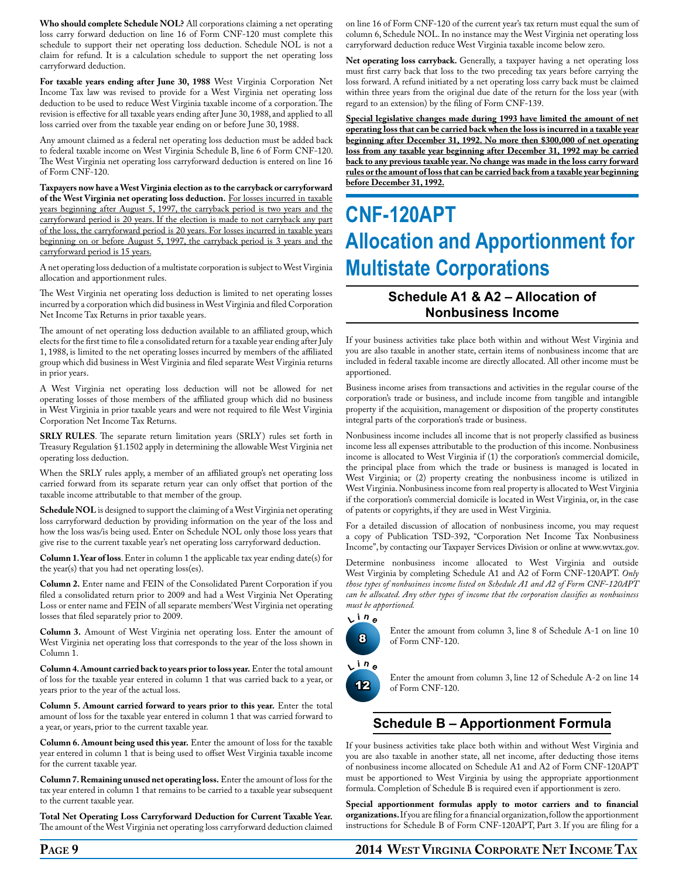**Who should complete Schedule NOL?** All corporations claiming a net operating loss carry forward deduction on line 16 of Form CNF-120 must complete this schedule to support their net operating loss deduction. Schedule NOL is not a claim for refund. It is a calculation schedule to support the net operating loss carryforward deduction.

**For taxable years ending after June 30, 1988** West Virginia Corporation Net Income Tax law was revised to provide for a West Virginia net operating loss deduction to be used to reduce West Virginia taxable income of a corporation. The revision is effective for all taxable years ending after June 30, 1988, and applied to all loss carried over from the taxable year ending on or before June 30, 1988.

Any amount claimed as a federal net operating loss deduction must be added back to federal taxable income on West Virginia Schedule B, line 6 of Form CNF-120. The West Virginia net operating loss carryforward deduction is entered on line 16 of Form CNF-120.

**Taxpayers now have a West Virginia election as to the carryback or carryforward of the West Virginia net operating loss deduction.** For losses incurred in taxable years beginning after August 5, 1997, the carryback period is two years and the carryforward period is 20 years. If the election is made to not carryback any part of the loss, the carryforward period is 20 years. For losses incurred in taxable years beginning on or before August 5, 1997, the carryback period is 3 years and the carryforward period is 15 years.

A net operating loss deduction of a multistate corporation is subject to West Virginia allocation and apportionment rules.

The West Virginia net operating loss deduction is limited to net operating losses incurred by a corporation which did business in West Virginia and filed Corporation Net Income Tax Returns in prior taxable years.

The amount of net operating loss deduction available to an affiliated group, which elects for the first time to file a consolidated return for a taxable year ending after July 1, 1988, is limited to the net operating losses incurred by members of the affiliated group which did business in West Virginia and filed separate West Virginia returns in prior years.

A West Virginia net operating loss deduction will not be allowed for net operating losses of those members of the affiliated group which did no business in West Virginia in prior taxable years and were not required to file West Virginia Corporation Net Income Tax Returns.

**SRLY RULES**. The separate return limitation years (SRLY) rules set forth in Treasury Regulation §1.1502 apply in determining the allowable West Virginia net operating loss deduction.

When the SRLY rules apply, a member of an affiliated group's net operating loss carried forward from its separate return year can only offset that portion of the taxable income attributable to that member of the group.

**Schedule NOL** is designed to support the claiming of a West Virginia net operating loss carryforward deduction by providing information on the year of the loss and how the loss was/is being used. Enter on Schedule NOL only those loss years that give rise to the current taxable year's net operating loss carryforward deduction.

**Column 1. Year of loss**. Enter in column 1 the applicable tax year ending date(s) for the year(s) that you had net operating loss(es).

**Column 2.** Enter name and FEIN of the Consolidated Parent Corporation if you filed a consolidated return prior to 2009 and had a West Virginia Net Operating Loss or enter name and FEIN of all separate members' West Virginia net operating losses that filed separately prior to 2009.

**Column 3.** Amount of West Virginia net operating loss. Enter the amount of West Virginia net operating loss that corresponds to the year of the loss shown in Column 1.

**Column 4. Amount carried back to years prior to loss year.** Enter the total amount of loss for the taxable year entered in column 1 that was carried back to a year, or years prior to the year of the actual loss.

**Column 5. Amount carried forward to years prior to this year.** Enter the total amount of loss for the taxable year entered in column 1 that was carried forward to a year, or years, prior to the current taxable year.

**Column 6. Amount being used this year.** Enter the amount of loss for the taxable year entered in column 1 that is being used to offset West Virginia taxable income for the current taxable year.

**Column 7. Remaining unused net operating loss.** Enter the amount of loss for the tax year entered in column 1 that remains to be carried to a taxable year subsequent to the current taxable year.

**Total Net Operating Loss Carryforward Deduction for Current Taxable Year.** The amount of the West Virginia net operating loss carryforward deduction claimed on line 16 of Form CNF-120 of the current year's tax return must equal the sum of column 6, Schedule NOL. In no instance may the West Virginia net operating loss carryforward deduction reduce West Virginia taxable income below zero.

**Net operating loss carryback.** Generally, a taxpayer having a net operating loss must first carry back that loss to the two preceding tax years before carrying the loss forward. A refund initiated by a net operating loss carry back must be claimed within three years from the original due date of the return for the loss year (with regard to an extension) by the filing of Form CNF-139.

**Special legislative changes made during 1993 have limited the amount of net operating loss that can be carried back when the loss is incurred in a taxable year beginning after December 31, 1992. No more then $300,000 of net operating loss from any taxable year beginning after December 31, 1992 may be carried back to any previous taxable year. No change was made in the loss carry forward rules or the amount of loss that can be carried back from a taxable year beginning before December 31, 1992.**

# CNF-120APT Allocation and Apportionment for Multistate Corporations

## Schedule A1 & A2 – Allocation of Nonbusiness Income

If your business activities take place both within and without West Virginia and you are also taxable in another state, certain items of nonbusiness income that are included in federal taxable income are directly allocated. All other income must be apportioned.

Business income arises from transactions and activities in the regular course of the corporation's trade or business, and include income from tangible and intangible property if the acquisition, management or disposition of the property constitutes integral parts of the corporation's trade or business.

Nonbusiness income includes all income that is not properly classified as business income less all expenses attributable to the production of this income. Nonbusiness income is allocated to West Virginia if (1) the corporation's commercial domicile, the principal place from which the trade or business is managed is located in West Virginia; or (2) property creating the nonbusiness income is utilized in West Virginia. Nonbusiness income from real property is allocated to West Virginia if the corporation's commercial domicile is located in West Virginia, or, in the case of patents or copyrights, if they are used in West Virginia.

For a detailed discussion of allocation of nonbusiness income, you may request a copy of Publication TSD-392, "Corporation Net Income Tax Nonbusiness Income", by contacting our Taxpayer Services Division or online at www.wvtax.gov.

Determine nonbusiness income allocated to West Virginia and outside West Virginia by completing Schedule A1 and A2 of Form CNF-120APT. *Only those types of nonbusiness income listed on Schedule A1 and A2 of Form CNF-120APT can be allocated. Any other types of income that the corporation classifies as nonbusiness must be apportioned.*

**Line 8** Enter the amount from column 3, line 8 of Schedule A-1 on line 10 of Form CNF-120.

**Line 12** Enter the amount from column 3, line 12 of Schedule A-2 on line 14 of Form CNF-120.

## Schedule B – Apportionment Formula

If your business activities take place both within and without West Virginia and you are also taxable in another state, all net income, after deducting those items of nonbusiness income allocated on Schedule A1 and A2 of Form CNF-120APT must be apportioned to West Virginia by using the appropriate apportionment formula. Completion of Schedule B is required even if apportionment is zero.

**Special apportionment formulas apply to motor carriers and to financial organizations.** If you are filing for a financial organization, follow the apportionment instructions for Schedule B of Form CNF-120APT, Part 3. If you are filing for a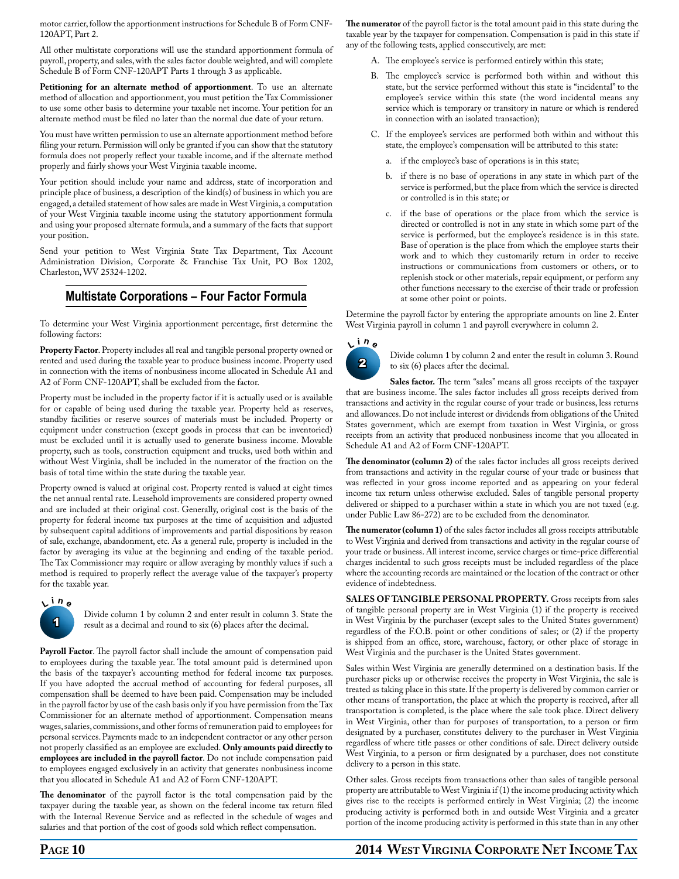motor carrier, follow the apportionment instructions for Schedule B of Form CNF-120APT, Part 2.

All other multistate corporations will use the standard apportionment formula of payroll, property, and sales, with the sales factor double weighted, and will complete Schedule B of Form CNF-120APT Parts 1 through 3 as applicable.

**Petitioning for an alternate method of apportionment**. To use an alternate method of allocation and apportionment, you must petition the Tax Commissioner to use some other basis to determine your taxable net income. Your petition for an alternate method must be filed no later than the normal due date of your return.

You must have written permission to use an alternate apportionment method before filing your return. Permission will only be granted if you can show that the statutory formula does not properly reflect your taxable income, and if the alternate method properly and fairly shows your West Virginia taxable income.

Your petition should include your name and address, state of incorporation and principle place of business, a description of the kind(s) of business in which you are engaged, a detailed statement of how sales are made in West Virginia, a computation of your West Virginia taxable income using the statutory apportionment formula and using your proposed alternate formula, and a summary of the facts that support your position.

Send your petition to West Virginia State Tax Department, Tax Account Administration Division, Corporate & Franchise Tax Unit, PO Box 1202, Charleston, WV 25324-1202.

## Multistate Corporations – Four Factor Formula

To determine your West Virginia apportionment percentage, first determine the following factors:

**Property Factor**. Property includes all real and tangible personal property owned or rented and used during the taxable year to produce business income. Property used in connection with the items of nonbusiness income allocated in Schedule A1 and A2 of Form CNF-120APT, shall be excluded from the factor.

Property must be included in the property factor if it is actually used or is available for or capable of being used during the taxable year. Property held as reserves, standby facilities or reserve sources of materials must be included. Property or equipment under construction (except goods in process that can be inventoried) must be excluded until it is actually used to generate business income. Movable property, such as tools, construction equipment and trucks, used both within and without West Virginia, shall be included in the numerator of the fraction on the basis of total time within the state during the taxable year.

Property owned is valued at original cost. Property rented is valued at eight times the net annual rental rate. Leasehold improvements are considered property owned and are included at their original cost. Generally, original cost is the basis of the property for federal income tax purposes at the time of acquisition and adjusted by subsequent capital additions of improvements and partial dispositions by reason of sale, exchange, abandonment, etc. As a general rule, property is included in the factor by averaging its value at the beginning and ending of the taxable period. The Tax Commissioner may require or allow averaging by monthly values if such a method is required to properly reflect the average value of the taxpayer's property for the taxable year.

**Line 1** Divide column 1 by column 2 and enter result in column 3. State the result as a decimal and round to six (6) places after the decimal.

**Payroll Factor**. The payroll factor shall include the amount of compensation paid to employees during the taxable year. The total amount paid is determined upon the basis of the taxpayer's accounting method for federal income tax purposes. If you have adopted the accrual method of accounting for federal purposes, all compensation shall be deemed to have been paid. Compensation may be included in the payroll factor by use of the cash basis only if you have permission from the Tax Commissioner for an alternate method of apportionment. Compensation means wages, salaries, commissions, and other forms of remuneration paid to employees for personal services. Payments made to an independent contractor or any other person not properly classified as an employee are excluded. **Only amounts paid directly to employees are included in the payroll factor**. Do not include compensation paid to employees engaged exclusively in an activity that generates nonbusiness income that you allocated in Schedule A1 and A2 of Form CNF-120APT.

**The denominator** of the payroll factor is the total compensation paid by the taxpayer during the taxable year, as shown on the federal income tax return filed with the Internal Revenue Service and as reflected in the schedule of wages and salaries and that portion of the cost of goods sold which reflect compensation.

**The numerator** of the payroll factor is the total amount paid in this state during the taxable year by the taxpayer for compensation. Compensation is paid in this state if any of the following tests, applied consecutively, are met:

A. The employee's service is performed entirely within this state;

B. The employee's service is performed both within and without this state, but the service performed without this state is "incidental" to the employee's service within this state (the word incidental means any service which is temporary or transitory in nature or which is rendered in connection with an isolated transaction);

C. If the employee's services are performed both within and without this state, the employee's compensation will be attributed to this state:

   a. if the employee's base of operations is in this state;

   b. if there is no base of operations in any state in which part of the service is performed, but the place from which the service is directed or controlled is in this state; or

   c. if the base of operations or the place from which the service is directed or controlled is not in any state in which some part of the service is performed, but the employee's residence is in this state. Base of operation is the place from which the employee starts their work and to which they customarily return in order to receive instructions or communications from customers or others, or to replenish stock or other materials, repair equipment, or perform any other functions necessary to the exercise of their trade or profession at some other point or points.

Determine the payroll factor by entering the appropriate amounts on line 2. Enter West Virginia payroll in column 1 and payroll everywhere in column 2.

**Line 2** Divide column 1 by column 2 and enter the result in column 3. Round to six (6) places after the decimal.

**Sales factor.** The term "sales" means all gross receipts of the taxpayer that are business income. The sales factor includes all gross receipts derived from transactions and activity in the regular course of your trade or business, less returns and allowances. Do not include interest or dividends from obligations of the United States government, which are exempt from taxation in West Virginia, or gross receipts from an activity that produced nonbusiness income that you allocated in Schedule A1 and A2 of Form CNF-120APT.

**The denominator (column 2)** of the sales factor includes all gross receipts derived from transactions and activity in the regular course of your trade or business that was reflected in your gross income reported and as appearing on your federal income tax return unless otherwise excluded. Sales of tangible personal property delivered or shipped to a purchaser within a state in which you are not taxed (e.g. under Public Law 86-272) are to be excluded from the denominator.

**The numerator (column 1)** of the sales factor includes all gross receipts attributable to West Virginia and derived from transactions and activity in the regular course of your trade or business. All interest income, service charges or time-price differential charges incidental to such gross receipts must be included regardless of the place where the accounting records are maintained or the location of the contract or other evidence of indebtedness.

**SALES OF TANGIBLE PERSONAL PROPERTY.** Gross receipts from sales of tangible personal property are in West Virginia (1) if the property is received in West Virginia by the purchaser (except sales to the United States government) regardless of the F.O.B. point or other conditions of sales; or (2) if the property is shipped from an office, store, warehouse, factory, or other place of storage in West Virginia and the purchaser is the United States government.

Sales within West Virginia are generally determined on a destination basis. If the purchaser picks up or otherwise receives the property in West Virginia, the sale is treated as taking place in this state. If the property is delivered by common carrier or other means of transportation, the place at which the property is received, after all transportation is completed, is the place where the sale took place. Direct delivery in West Virginia, other than for purposes of transportation, to a person or firm designated by a purchaser, constitutes delivery to the purchaser in West Virginia regardless of where title passes or other conditions of sale. Direct delivery outside West Virginia, to a person or firm designated by a purchaser, does not constitute delivery to a person in this state.

Other sales. Gross receipts from transactions other than sales of tangible personal property are attributable to West Virginia if (1) the income producing activity which gives rise to the receipts is performed entirely in West Virginia; (2) the income producing activity is performed both in and outside West Virginia and a greater portion of the income producing activity is performed in this state than in any other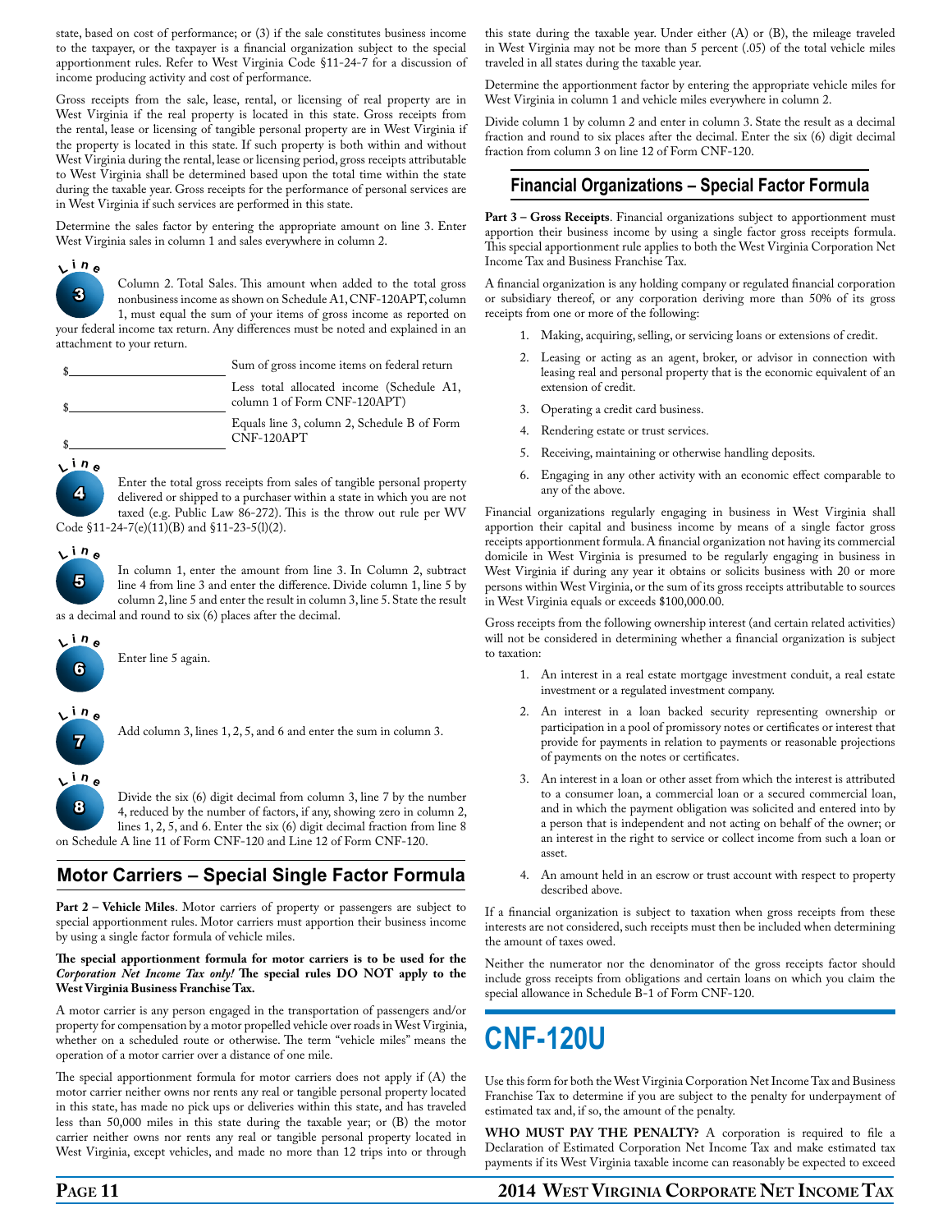state, based on cost of performance; or (3) if the sale constitutes business income to the taxpayer, or the taxpayer is a financial organization subject to the special apportionment rules. Refer to West Virginia Code §11-24-7 for a discussion of income producing activity and cost of performance.

Gross receipts from the sale, lease, rental, or licensing of real property are in West Virginia if the real property is located in this state. Gross receipts from the rental, lease or licensing of tangible personal property are in West Virginia if the property is located in this state. If such property is both within and without West Virginia during the rental, lease or licensing period, gross receipts attributable to West Virginia shall be determined based upon the total time within the state during the taxable year. Gross receipts for the performance of personal services are in West Virginia if such services are performed in this state.

Determine the sales factor by entering the appropriate amount on line 3. Enter West Virginia sales in column 1 and sales everywhere in column 2.

**Line 3** Column 2. Total Sales. This amount when added to the total gross nonbusiness income as shown on Schedule A1, CNF-120APT, column 1, must equal the sum of your items of gross income as reported on your federal income tax return. Any differences must be noted and explained in an attachment to your return.

| | |
|---|---|
| $________________ | Sum of gross income items on federal return |
| $________________ | Less total allocated income (Schedule A1, column 1 of Form CNF-120APT) |
| $________________ | Equals line 3, column 2, Schedule B of Form CNF-120APT |

**Line 4** Enter the total gross receipts from sales of tangible personal property delivered or shipped to a purchaser within a state in which you are not taxed (e.g. Public Law 86-272). This is the throw out rule per WV Code §11-24-7(e)(11)(B) and §11-23-5(l)(2).

**Line 5** In column 1, enter the amount from line 3. In Column 2, subtract line 4 from line 3 and enter the difference. Divide column 1, line 5 by column 2, line 5 and enter the result in column 3, line 5. State the result as a decimal and round to six (6) places after the decimal.

**Line 6** Enter line 5 again.

**Line 7** Add column 3, lines 1, 2, 5, and 6 and enter the sum in column 3.

**Line 8** Divide the six (6) digit decimal from column 3, line 7 by the number 4, reduced by the number of factors, if any, showing zero in column 2, lines 1, 2, 5, and 6. Enter the six (6) digit decimal fraction from line 8 on Schedule A line 11 of Form CNF-120 and Line 12 of Form CNF-120.

## Motor Carriers – Special Single Factor Formula

**Part 2 – Vehicle Miles**. Motor carriers of property or passengers are subject to special apportionment rules. Motor carriers must apportion their business income by using a single factor formula of vehicle miles.

**The special apportionment formula for motor carriers is to be used for the *Corporation Net Income Tax only!* The special rules DO NOT apply to the West Virginia Business Franchise Tax.**

A motor carrier is any person engaged in the transportation of passengers and/or property for compensation by a motor propelled vehicle over roads in West Virginia, whether on a scheduled route or otherwise. The term "vehicle miles" means the operation of a motor carrier over a distance of one mile.

The special apportionment formula for motor carriers does not apply if (A) the motor carrier neither owns nor rents any real or tangible personal property located in this state, has made no pick ups or deliveries within this state, and has traveled less than 50,000 miles in this state during the taxable year; or (B) the motor carrier neither owns nor rents any real or tangible personal property located in West Virginia, except vehicles, and made no more than 12 trips into or through this state during the taxable year. Under either (A) or (B), the mileage traveled in West Virginia may not be more than 5 percent (.05) of the total vehicle miles traveled in all states during the taxable year.

Determine the apportionment factor by entering the appropriate vehicle miles for West Virginia in column 1 and vehicle miles everywhere in column 2.

Divide column 1 by column 2 and enter in column 3. State the result as a decimal fraction and round to six places after the decimal. Enter the six (6) digit decimal fraction from column 3 on line 12 of Form CNF-120.

## Financial Organizations – Special Factor Formula

**Part 3 – Gross Receipts**. Financial organizations subject to apportionment must apportion their business income by using a single factor gross receipts formula. This special apportionment rule applies to both the West Virginia Corporation Net Income Tax and Business Franchise Tax.

A financial organization is any holding company or regulated financial corporation or subsidiary thereof, or any corporation deriving more than 50% of its gross receipts from one or more of the following:

1. Making, acquiring, selling, or servicing loans or extensions of credit.
2. Leasing or acting as an agent, broker, or advisor in connection with leasing real and personal property that is the economic equivalent of an extension of credit.
3. Operating a credit card business.
4. Rendering estate or trust services.
5. Receiving, maintaining or otherwise handling deposits.
6. Engaging in any other activity with an economic effect comparable to any of the above.

Financial organizations regularly engaging in business in West Virginia shall apportion their capital and business income by means of a single factor gross receipts apportionment formula. A financial organization not having its commercial domicile in West Virginia is presumed to be regularly engaging in business in West Virginia if during any year it obtains or solicits business with 20 or more persons within West Virginia, or the sum of its gross receipts attributable to sources in West Virginia equals or exceeds $100,000.00.

Gross receipts from the following ownership interest (and certain related activities) will not be considered in determining whether a financial organization is subject to taxation:

1. An interest in a real estate mortgage investment conduit, a real estate investment or a regulated investment company.
2. An interest in a loan backed security representing ownership or participation in a pool of promissory notes or certificates or interest that provide for payments in relation to payments or reasonable projections of payments on the notes or certificates.
3. An interest in a loan or other asset from which the interest is attributed to a consumer loan, a commercial loan or a secured commercial loan, and in which the payment obligation was solicited and entered into by a person that is independent and not acting on behalf of the owner; or an interest in the right to service or collect income from such a loan or asset.
4. An amount held in an escrow or trust account with respect to property described above.

If a financial organization is subject to taxation when gross receipts from these interests are not considered, such receipts must then be included when determining the amount of taxes owed.

Neither the numerator nor the denominator of the gross receipts factor should include gross receipts from obligations and certain loans on which you claim the special allowance in Schedule B-1 of Form CNF-120.

# CNF-120U

Use this form for both the West Virginia Corporation Net Income Tax and Business Franchise Tax to determine if you are subject to the penalty for underpayment of estimated tax and, if so, the amount of the penalty.

**WHO MUST PAY THE PENALTY?** A corporation is required to file a Declaration of Estimated Corporation Net Income Tax and make estimated tax payments if its West Virginia taxable income can reasonably be expected to exceed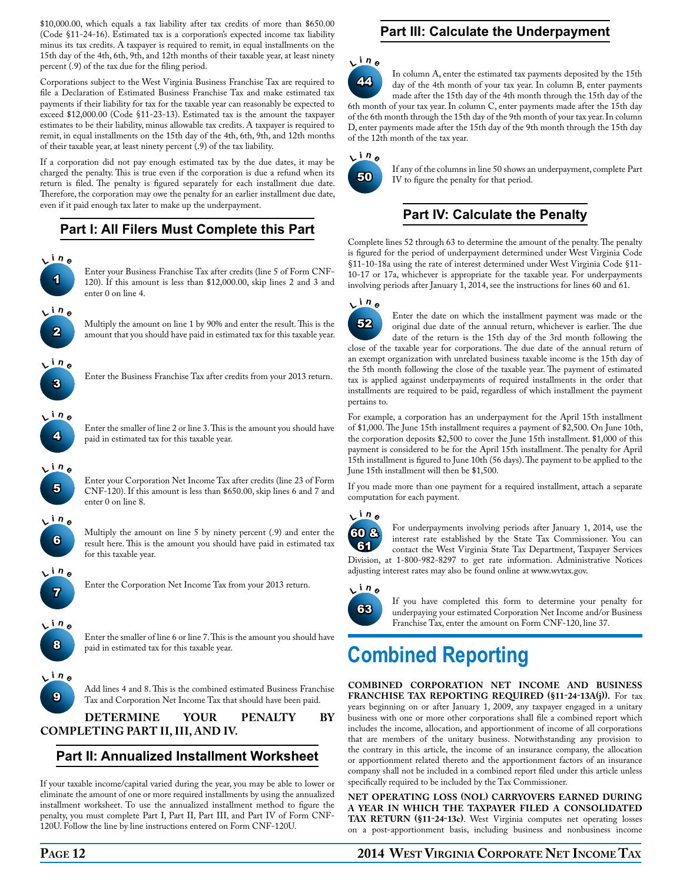$10,000.00, which equals a tax liability after tax credits of more than $650.00 (Code §11-24-16). Estimated tax is a corporation's expected income tax liability minus its tax credits. A taxpayer is required to remit, in equal installments on the 15th day of the 4th, 6th, 9th, and 12th months of their taxable year, at least ninety percent (.9) of the tax due for the filing period.

Corporations subject to the West Virginia Business Franchise Tax are required to file a Declaration of Estimated Business Franchise Tax and make estimated tax payments if their liability for tax for the taxable year can reasonably be expected to exceed $12,000.00 (Code §11-23-13). Estimated tax is the amount the taxpayer estimates to be their liability, minus allowable tax credits. A taxpayer is required to remit, in equal installments on the 15th day of the 4th, 6th, 9th, and 12th months of their taxable year, at least ninety percent (.9) of the tax liability.

If a corporation did not pay enough estimated tax by the due dates, it may be charged the penalty. This is true even if the corporation is due a refund when its return is filed. The penalty is figured separately for each installment due date. Therefore, the corporation may owe the penalty for an earlier installment due date, even if it paid enough tax later to make up the underpayment.

## Part I: All Filers Must Complete this Part

**Line 1** Enter your Business Franchise Tax after credits (line 5 of Form CNF-120). If this amount is less than $12,000.00, skip lines 2 and 3 and enter 0 on line 4.

**Line 2** Multiply the amount on line 1 by 90% and enter the result. This is the amount that you should have paid in estimated tax for this taxable year.

**Line 3** Enter the Business Franchise Tax after credits from your 2013 return.

**Line 4** Enter the smaller of line 2 or line 3. This is the amount you should have paid in estimated tax for this taxable year.

**Line 5** Enter your Corporation Net Income Tax after credits (line 23 of Form CNF-120). If this amount is less than $650.00, skip lines 6 and 7 and enter 0 on line 8.

**Line 6** Multiply the amount on line 5 by ninety percent (.9) and enter the result here. This is the amount you should have paid in estimated tax for this taxable year.

**Line 7** Enter the Corporation Net Income Tax from your 2013 return.

**Line 8** Enter the smaller of line 6 or line 7. This is the amount you should have paid in estimated tax for this taxable year.

**Line 9** Add lines 4 and 8. This is the combined estimated Business Franchise Tax and Corporation Net Income Tax that should have been paid.

**DETERMINE YOUR PENALTY BY COMPLETING PART II, III, AND IV.**

## Part II: Annualized Installment Worksheet

If your taxable income/capital varied during the year, you may be able to lower or eliminate the amount of one or more required installments by using the annualized installment worksheet. To use the annualized installment method to figure the penalty, you must complete Part I, Part II, Part III, and Part IV of Form CNF-120U. Follow the line by line instructions entered on Form CNF-120U.

## Part III: Calculate the Underpayment

**Line 44** In column A, enter the estimated tax payments deposited by the 15th day of the 4th month of your tax year. In column B, enter payments made after the 15th day of the 4th month through the 15th day of the 6th month of your tax year. In column C, enter payments made after the 15th day of the 6th month through the 15th day of the 9th month of your tax year. In column D, enter payments made after the 15th day of the 9th month through the 15th day of the 12th month of the tax year.

**Line 50** If any of the columns in line 50 shows an underpayment, complete Part IV to figure the penalty for that period.

## Part IV: Calculate the Penalty

Complete lines 52 through 63 to determine the amount of the penalty. The penalty is figured for the period of underpayment determined under West Virginia Code §11-10-18a using the rate of interest determined under West Virginia Code §11-10-17 or 17a, whichever is appropriate for the taxable year. For underpayments involving periods after January 1, 2014, see the instructions for lines 60 and 61.

**Line 52** Enter the date on which the installment payment was made or the original due date of the annual return, whichever is earlier. The due date of the return is the 15th day of the 3rd month following the close of the taxable year for corporations. The due date of the annual return of an exempt organization with unrelated business taxable income is the 15th day of the 5th month following the close of the taxable year. The payment of estimated tax is applied against underpayments of required installments in the order that installments are required to be paid, regardless of which installment the payment pertains to.

For example, a corporation has an underpayment for the April 15th installment of $1,000. The June 15th installment requires a payment of $2,500. On June 10th, the corporation deposits $2,500 to cover the June 15th installment. $1,000 of this payment is considered to be for the April 15th installment. The penalty for April 15th installment is figured to June 10th (56 days). The payment to be applied to the June 15th installment will then be $1,500.

If you made more than one payment for a required installment, attach a separate computation for each payment.

**Line 60 & 61** For underpayments involving periods after January 1, 2014, use the interest rate established by the State Tax Commissioner. You can contact the West Virginia State Tax Department, Taxpayer Services Division, at 1-800-982-8297 to get rate information. Administrative Notices adjusting interest rates may also be found online at www.wvtax.gov.

**Line 63** If you have completed this form to determine your penalty for underpaying your estimated Corporation Net Income and/or Business Franchise Tax, enter the amount on Form CNF-120, line 37.

# Combined Reporting

**COMBINED CORPORATION NET INCOME AND BUSINESS FRANCHISE TAX REPORTING REQUIRED (§11-24-13A(j)).** For tax years beginning on or after January 1, 2009, any taxpayer engaged in a unitary business with one or more other corporations shall file a combined report which includes the income, allocation, and apportionment of income of all corporations that are members of the unitary business. Notwithstanding any provision to the contrary in this article, the income of an insurance company, the allocation or apportionment related thereto and the apportionment factors of an insurance company shall not be included in a combined report filed under this article unless specifically required to be included by the Tax Commissioner.

**NET OPERATING LOSS (NOL) CARRYOVERS EARNED DURING A YEAR IN WHICH THE TAXPAYER FILED A CONSOLIDATED TAX RETURN (§11-24-13c).** West Virginia computes net operating losses on a post-apportionment basis, including business and nonbusiness income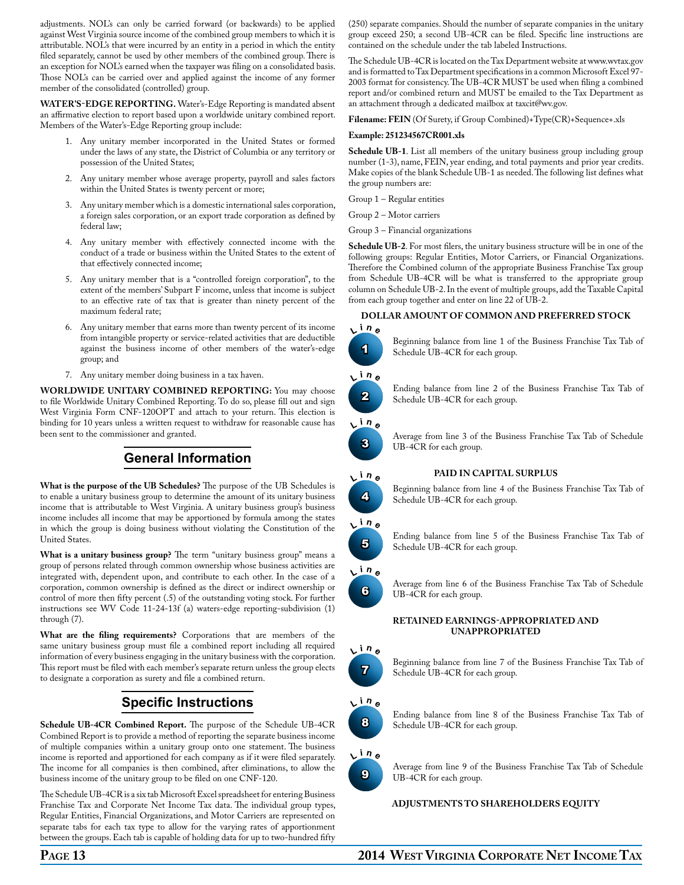adjustments. NOL's can only be carried forward (or backwards) to be applied against West Virginia source income of the combined group members to which it is attributable. NOL's that were incurred by an entity in a period in which the entity filed separately, cannot be used by other members of the combined group. There is an exception for NOL's earned when the taxpayer was filing on a consolidated basis. Those NOL's can be carried over and applied against the income of any former member of the consolidated (controlled) group.

**WATER'S-EDGE REPORTING.** Water's-Edge Reporting is mandated absent an affirmative election to report based upon a worldwide unitary combined report. Members of the Water's-Edge Reporting group include:

1. Any unitary member incorporated in the United States or formed under the laws of any state, the District of Columbia or any territory or possession of the United States;
2. Any unitary member whose average property, payroll and sales factors within the United States is twenty percent or more;
3. Any unitary member which is a domestic international sales corporation, a foreign sales corporation, or an export trade corporation as defined by federal law;
4. Any unitary member with effectively connected income with the conduct of a trade or business within the United States to the extent of that effectively connected income;
5. Any unitary member that is a "controlled foreign corporation", to the extent of the members' Subpart F income, unless that income is subject to an effective rate of tax that is greater than ninety percent of the maximum federal rate;
6. Any unitary member that earns more than twenty percent of its income from intangible property or service-related activities that are deductible against the business income of other members of the water's-edge group; and
7. Any unitary member doing business in a tax haven.

**WORLDWIDE UNITARY COMBINED REPORTING:** You may choose to file Worldwide Unitary Combined Reporting. To do so, please fill out and sign West Virginia Form CNF-120OPT and attach to your return. This election is binding for 10 years unless a written request to withdraw for reasonable cause has been sent to the commissioner and granted.

## General Information

**What is the purpose of the UB Schedules?** The purpose of the UB Schedules is to enable a unitary business group to determine the amount of its unitary business income that is attributable to West Virginia. A unitary business group's business income includes all income that may be apportioned by formula among the states in which the group is doing business without violating the Constitution of the United States.

**What is a unitary business group?** The term "unitary business group" means a group of persons related through common ownership whose business activities are integrated with, dependent upon, and contribute to each other. In the case of a corporation, common ownership is defined as the direct or indirect ownership or control of more then fifty percent (.5) of the outstanding voting stock. For further instructions see WV Code 11-24-13f (a) waters-edge reporting-subdivision (1) through (7).

**What are the filing requirements?** Corporations that are members of the same unitary business group must file a combined report including all required information of every business engaging in the unitary business with the corporation. This report must be filed with each member's separate return unless the group elects to designate a corporation as surety and file a combined return.

## Specific Instructions

**Schedule UB-4CR Combined Report.** The purpose of the Schedule UB-4CR Combined Report is to provide a method of reporting the separate business income of multiple companies within a unitary group onto one statement. The business income is reported and apportioned for each company as if it were filed separately. The income for all companies is then combined, after eliminations, to allow the business income of the unitary group to be filed on one CNF-120.

The Schedule UB-4CR is a six tab Microsoft Excel spreadsheet for entering Business Franchise Tax and Corporate Net Income Tax data. The individual group types, Regular Entities, Financial Organizations, and Motor Carriers are represented on separate tabs for each tax type to allow for the varying rates of apportionment between the groups. Each tab is capable of holding data for up to two-hundred fifty (250) separate companies. Should the number of separate companies in the unitary group exceed 250; a second UB-4CR can be filed. Specific line instructions are contained on the schedule under the tab labeled Instructions.

The Schedule UB-4CR is located on the Tax Department website at www.wvtax.gov and is formatted to Tax Department specifications in a common Microsoft Excel 97-2003 format for consistency. The UB-4CR MUST be used when filing a combined report and/or combined return and MUST be emailed to the Tax Department as an attachment through a dedicated mailbox at taxcit@wv.gov.

**Filename: FEIN** (Of Surety, if Group Combined)+Type(CR)+Sequence+.xls

**Example: 251234567CR001.xls**

**Schedule UB-1**. List all members of the unitary business group including group number (1-3), name, FEIN, year ending, and total payments and prior year credits. Make copies of the blank Schedule UB-1 as needed. The following list defines what the group numbers are:

Group 1 – Regular entities

Group 2 – Motor carriers

Group 3 – Financial organizations

**Schedule UB-2**. For most filers, the unitary business structure will be in one of the following groups: Regular Entities, Motor Carriers, or Financial Organizations. Therefore the Combined column of the appropriate Business Franchise Tax group from Schedule UB-4CR will be what is transferred to the appropriate group column on Schedule UB-2. In the event of multiple groups, add the Taxable Capital from each group together and enter on line 22 of UB-2.

### DOLLAR AMOUNT OF COMMON AND PREFERRED STOCK

**Line 1** Beginning balance from line 1 of the Business Franchise Tax Tab of Schedule UB-4CR for each group.

**Line 2** Ending balance from line 2 of the Business Franchise Tax Tab of Schedule UB-4CR for each group.

**Line 3** Average from line 3 of the Business Franchise Tax Tab of Schedule UB-4CR for each group.

### PAID IN CAPITAL SURPLUS

**Line 4** Beginning balance from line 4 of the Business Franchise Tax Tab of Schedule UB-4CR for each group.

**Line 5** Ending balance from line 5 of the Business Franchise Tax Tab of Schedule UB-4CR for each group.

**Line 6** Average from line 6 of the Business Franchise Tax Tab of Schedule UB-4CR for each group.

### RETAINED EARNINGS-APPROPRIATED AND UNAPPROPRIATED

**Line 7** Beginning balance from line 7 of the Business Franchise Tax Tab of Schedule UB-4CR for each group.

**Line 8** Ending balance from line 8 of the Business Franchise Tax Tab of Schedule UB-4CR for each group.

**Line 9** Average from line 9 of the Business Franchise Tax Tab of Schedule UB-4CR for each group.

### ADJUSTMENTS TO SHAREHOLDERS EQUITY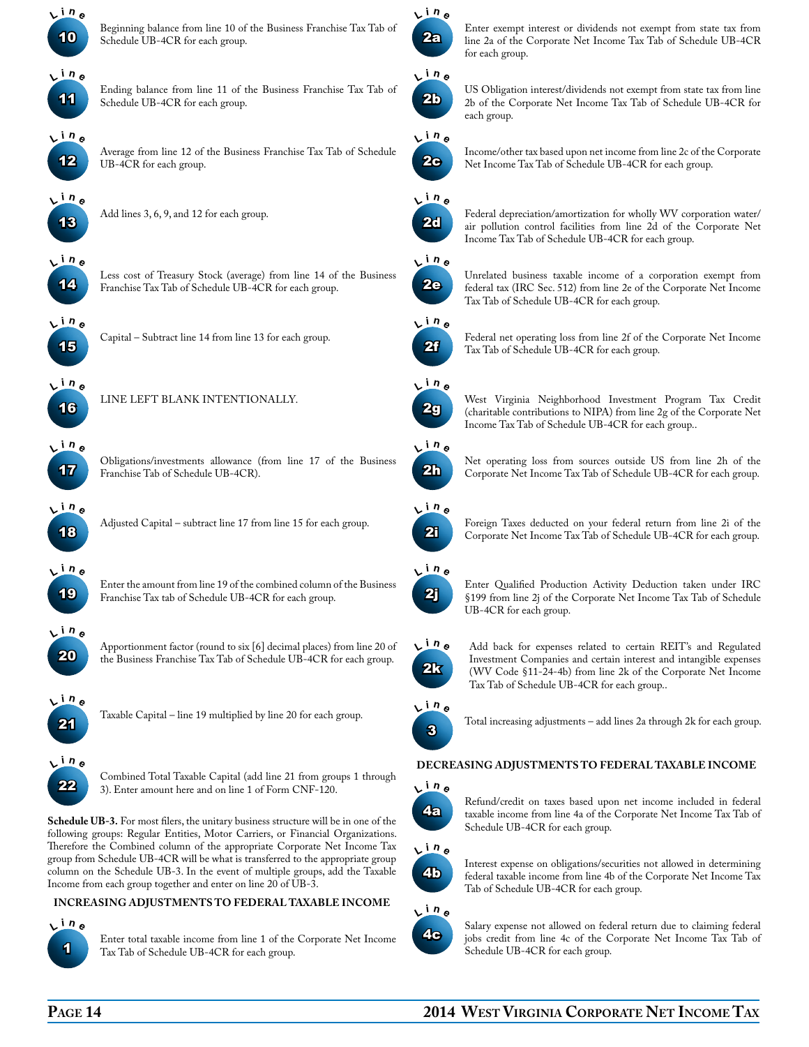**Line 10** Beginning balance from line 10 of the Business Franchise Tax Tab of Schedule UB-4CR for each group.

**Line 11** Ending balance from line 11 of the Business Franchise Tax Tab of Schedule UB-4CR for each group.

**Line 12** Average from line 12 of the Business Franchise Tax Tab of Schedule UB-4CR for each group.

**Line 13** Add lines 3, 6, 9, and 12 for each group.

**Line 14** Less cost of Treasury Stock (average) from line 14 of the Business Franchise Tax Tab of Schedule UB-4CR for each group.

**Line 15** Capital – Subtract line 14 from line 13 for each group.

**Line 16** LINE LEFT BLANK INTENTIONALLY.

**Line 17** Obligations/investments allowance (from line 17 of the Business Franchise Tab of Schedule UB-4CR).

**Line 18** Adjusted Capital – subtract line 17 from line 15 for each group.

**Line 19** Enter the amount from line 19 of the combined column of the Business Franchise Tax tab of Schedule UB-4CR for each group.

**Line 20** Apportionment factor (round to six [6] decimal places) from line 20 of the Business Franchise Tax Tab of Schedule UB-4CR for each group.

**Line 21** Taxable Capital – line 19 multiplied by line 20 for each group.

**Line 22** Combined Total Taxable Capital (add line 21 from groups 1 through 3). Enter amount here and on line 1 of Form CNF-120.

**Schedule UB-3.** For most filers, the unitary business structure will be in one of the following groups: Regular Entities, Motor Carriers, or Financial Organizations. Therefore the Combined column of the appropriate Corporate Net Income Tax group from Schedule UB-4CR will be what is transferred to the appropriate group column on the Schedule UB-3. In the event of multiple groups, add the Taxable Income from each group together and enter on line 20 of UB-3.

## INCREASING ADJUSTMENTS TO FEDERAL TAXABLE INCOME

**Line 1** Enter total taxable income from line 1 of the Corporate Net Income Tax Tab of Schedule UB-4CR for each group.

**Line 2a** Enter exempt interest or dividends not exempt from state tax from line 2a of the Corporate Net Income Tax Tab of Schedule UB-4CR for each group.

**Line 2b** US Obligation interest/dividends not exempt from state tax from line 2b of the Corporate Net Income Tax Tab of Schedule UB-4CR for each group.

**Line 2c** Income/other tax based upon net income from line 2c of the Corporate Net Income Tax Tab of Schedule UB-4CR for each group.

**Line 2d** Federal depreciation/amortization for wholly WV corporation water/air pollution control facilities from line 2d of the Corporate Net Income Tax Tab of Schedule UB-4CR for each group.

**Line 2e** Unrelated business taxable income of a corporation exempt from federal tax (IRC Sec. 512) from line 2e of the Corporate Net Income Tax Tab of Schedule UB-4CR for each group.

**Line 2f** Federal net operating loss from line 2f of the Corporate Net Income Tax Tab of Schedule UB-4CR for each group.

**Line 2g** West Virginia Neighborhood Investment Program Tax Credit (charitable contributions to NIPA) from line 2g of the Corporate Net Income Tax Tab of Schedule UB-4CR for each group..

**Line 2h** Net operating loss from sources outside US from line 2h of the Corporate Net Income Tax Tab of Schedule UB-4CR for each group.

**Line 2i** Foreign Taxes deducted on your federal return from line 2i of the Corporate Net Income Tax Tab of Schedule UB-4CR for each group.

**Line 2j** Enter Qualified Production Activity Deduction taken under IRC §199 from line 2j of the Corporate Net Income Tax Tab of Schedule UB-4CR for each group.

**Line 2k** Add back for expenses related to certain REIT's and Regulated Investment Companies and certain interest and intangible expenses (WV Code §11-24-4b) from line 2k of the Corporate Net Income Tax Tab of Schedule UB-4CR for each group..

**Line 3** Total increasing adjustments – add lines 2a through 2k for each group.

## DECREASING ADJUSTMENTS TO FEDERAL TAXABLE INCOME

**Line 4a** Refund/credit on taxes based upon net income included in federal taxable income from line 4a of the Corporate Net Income Tax Tab of Schedule UB-4CR for each group.

**Line 4b** Interest expense on obligations/securities not allowed in determining federal taxable income from line 4b of the Corporate Net Income Tax Tab of Schedule UB-4CR for each group.

**Line 4c** Salary expense not allowed on federal return due to claiming federal jobs credit from line 4c of the Corporate Net Income Tax Tab of Schedule UB-4CR for each group.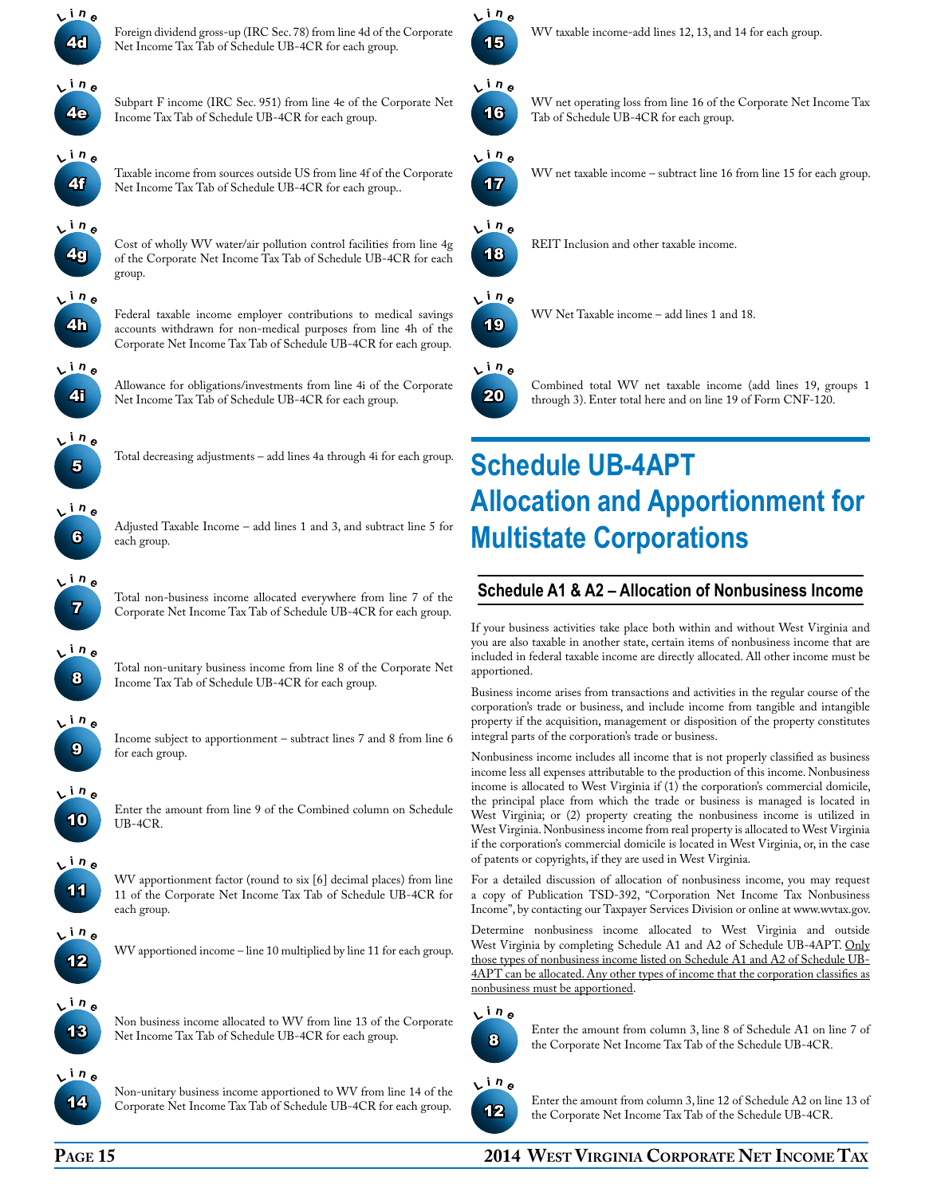**Line 4d** Foreign dividend gross-up (IRC Sec. 78) from line 4d of the Corporate Net Income Tax Tab of Schedule UB-4CR for each group.

**Line 4e** Subpart F income (IRC Sec. 951) from line 4e of the Corporate Net Income Tax Tab of Schedule UB-4CR for each group.

**Line 4f** Taxable income from sources outside US from line 4f of the Corporate Net Income Tax Tab of Schedule UB-4CR for each group..

**Line 4g** Cost of wholly WV water/air pollution control facilities from line 4g of the Corporate Net Income Tax Tab of Schedule UB-4CR for each group.

**Line 4h** Federal taxable income employer contributions to medical savings accounts withdrawn for non-medical purposes from line 4h of the Corporate Net Income Tax Tab of Schedule UB-4CR for each group.

**Line 4i** Allowance for obligations/investments from line 4i of the Corporate Net Income Tax Tab of Schedule UB-4CR for each group.

**Line 5** Total decreasing adjustments – add lines 4a through 4i for each group.

**Line 6** Adjusted Taxable Income – add lines 1 and 3, and subtract line 5 for each group.

**Line 7** Total non-business income allocated everywhere from line 7 of the Corporate Net Income Tax Tab of Schedule UB-4CR for each group.

**Line 8** Total non-unitary business income from line 8 of the Corporate Net Income Tax Tab of Schedule UB-4CR for each group.

**Line 9** Income subject to apportionment – subtract lines 7 and 8 from line 6 for each group.

**Line 10** Enter the amount from line 9 of the Combined column on Schedule UB-4CR.

**Line 11** WV apportionment factor (round to six [6] decimal places) from line 11 of the Corporate Net Income Tax Tab of Schedule UB-4CR for each group.

**Line 12** WV apportioned income – line 10 multiplied by line 11 for each group.

**Line 13** Non business income allocated to WV from line 13 of the Corporate Net Income Tax Tab of Schedule UB-4CR for each group.

**Line 14** Non-unitary business income apportioned to WV from line 14 of the Corporate Net Income Tax Tab of Schedule UB-4CR for each group.

**Line 15** WV taxable income-add lines 12, 13, and 14 for each group.

**Line 16** WV net operating loss from line 16 of the Corporate Net Income Tax Tab of Schedule UB-4CR for each group.

**Line 17** WV net taxable income – subtract line 16 from line 15 for each group.

**Line 18** REIT Inclusion and other taxable income.

**Line 19** WV Net Taxable income – add lines 1 and 18.

**Line 20** Combined total WV net taxable income (add lines 19, groups 1 through 3). Enter total here and on line 19 of Form CNF-120.

# Schedule UB-4APT Allocation and Apportionment for Multistate Corporations

## Schedule A1 & A2 – Allocation of Nonbusiness Income

If your business activities take place both within and without West Virginia and you are also taxable in another state, certain items of nonbusiness income that are included in federal taxable income are directly allocated. All other income must be apportioned.

Business income arises from transactions and activities in the regular course of the corporation's trade or business, and include income from tangible and intangible property if the acquisition, management or disposition of the property constitutes integral parts of the corporation's trade or business.

Nonbusiness income includes all income that is not properly classified as business income less all expenses attributable to the production of this income. Nonbusiness income is allocated to West Virginia if (1) the corporation's commercial domicile, the principal place from which the trade or business is managed is located in West Virginia; or (2) property creating the nonbusiness income is utilized in West Virginia. Nonbusiness income from real property is allocated to West Virginia if the corporation's commercial domicile is located in West Virginia, or, in the case of patents or copyrights, if they are used in West Virginia.

For a detailed discussion of allocation of nonbusiness income, you may request a copy of Publication TSD-392, "Corporation Net Income Tax Nonbusiness Income", by contacting our Taxpayer Services Division or online at www.wvtax.gov.

Determine nonbusiness income allocated to West Virginia and outside West Virginia by completing Schedule A1 and A2 of Schedule UB-4APT. <u>Only those types of nonbusiness income listed on Schedule A1 and A2 of Schedule UB-4APT can be allocated. Any other types of income that the corporation classifies as nonbusiness must be apportioned</u>.

**Line 8** Enter the amount from column 3, line 8 of Schedule A1 on line 7 of the Corporate Net Income Tax Tab of the Schedule UB-4CR.

**Line 12** Enter the amount from column 3, line 12 of Schedule A2 on line 13 of the Corporate Net Income Tax Tab of the Schedule UB-4CR.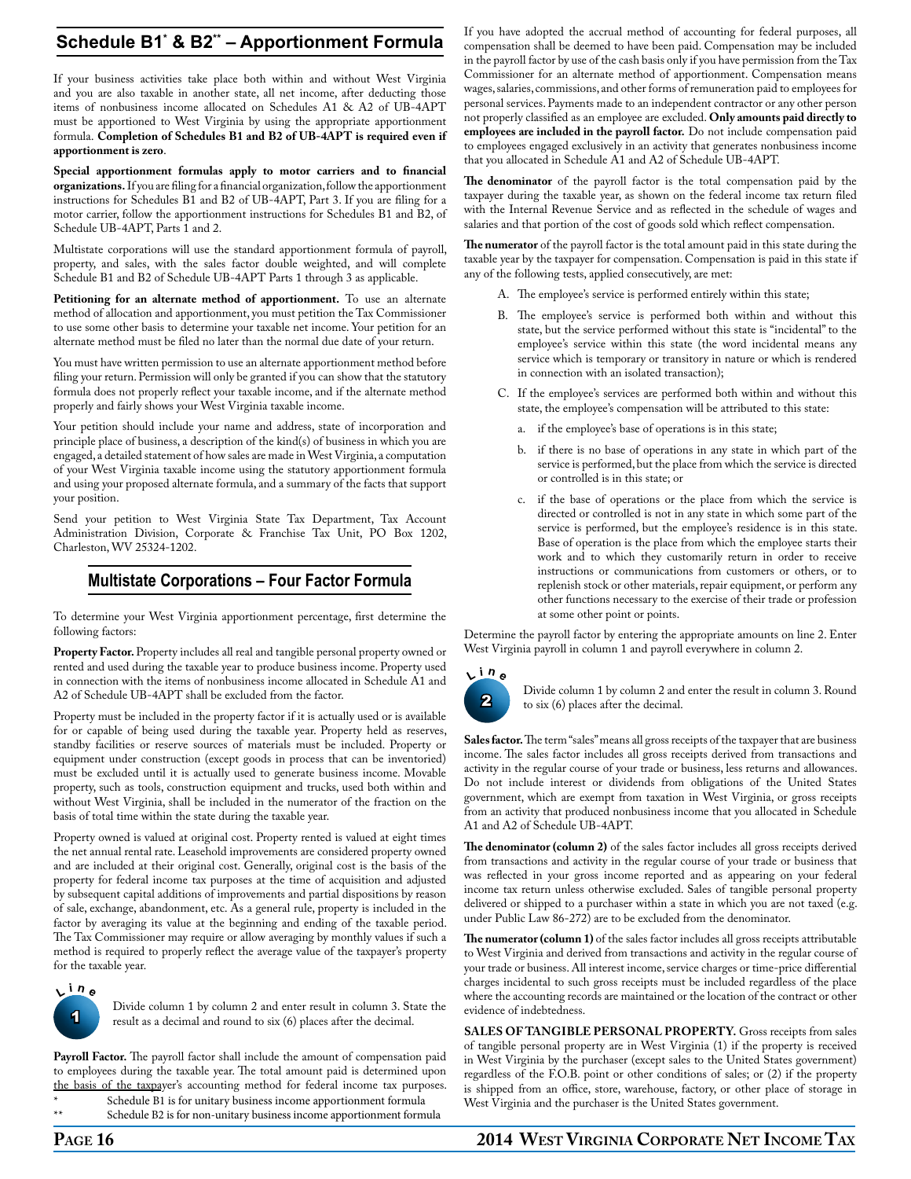## Schedule B1[*] & B2[**] – Apportionment Formula

If your business activities take place both within and without West Virginia and you are also taxable in another state, all net income, after deducting those items of nonbusiness income allocated on Schedules A1 & A2 of UB-4APT must be apportioned to West Virginia by using the appropriate apportionment formula. **Completion of Schedules B1 and B2 of UB-4APT is required even if apportionment is zero**.

**Special apportionment formulas apply to motor carriers and to financial organizations.** If you are filing for a financial organization, follow the apportionment instructions for Schedules B1 and B2 of UB-4APT, Part 3. If you are filing for a motor carrier, follow the apportionment instructions for Schedules B1 and B2, of Schedule UB-4APT, Parts 1 and 2.

Multistate corporations will use the standard apportionment formula of payroll, property, and sales, with the sales factor double weighted, and will complete Schedule B1 and B2 of Schedule UB-4APT Parts 1 through 3 as applicable.

**Petitioning for an alternate method of apportionment.** To use an alternate method of allocation and apportionment, you must petition the Tax Commissioner to use some other basis to determine your taxable net income. Your petition for an alternate method must be filed no later than the normal due date of your return.

You must have written permission to use an alternate apportionment method before filing your return. Permission will only be granted if you can show that the statutory formula does not properly reflect your taxable income, and if the alternate method properly and fairly shows your West Virginia taxable income.

Your petition should include your name and address, state of incorporation and principle place of business, a description of the kind(s) of business in which you are engaged, a detailed statement of how sales are made in West Virginia, a computation of your West Virginia taxable income using the statutory apportionment formula and using your proposed alternate formula, and a summary of the facts that support your position.

Send your petition to West Virginia State Tax Department, Tax Account Administration Division, Corporate & Franchise Tax Unit, PO Box 1202, Charleston, WV 25324-1202.

## Multistate Corporations – Four Factor Formula

To determine your West Virginia apportionment percentage, first determine the following factors:

**Property Factor.** Property includes all real and tangible personal property owned or rented and used during the taxable year to produce business income. Property used in connection with the items of nonbusiness income allocated in Schedule A1 and A2 of Schedule UB-4APT shall be excluded from the factor.

Property must be included in the property factor if it is actually used or is available for or capable of being used during the taxable year. Property held as reserves, standby facilities or reserve sources of materials must be included. Property or equipment under construction (except goods in process that can be inventoried) must be excluded until it is actually used to generate business income. Movable property, such as tools, construction equipment and trucks, used both within and without West Virginia, shall be included in the numerator of the fraction on the basis of total time within the state during the taxable year.

Property owned is valued at original cost. Property rented is valued at eight times the net annual rental rate. Leasehold improvements are considered property owned and are included at their original cost. Generally, original cost is the basis of the property for federal income tax purposes at the time of acquisition and adjusted by subsequent capital additions of improvements and partial dispositions by reason of sale, exchange, abandonment, etc. As a general rule, property is included in the factor by averaging its value at the beginning and ending of the taxable period. The Tax Commissioner may require or allow averaging by monthly values if such a method is required to properly reflect the average value of the taxpayer's property for the taxable year.

**Line 1** Divide column 1 by column 2 and enter result in column 3. State the result as a decimal and round to six (6) places after the decimal.

**Payroll Factor.** The payroll factor shall include the amount of compensation paid to employees during the taxable year. The total amount paid is determined upon the basis of the taxpayer's accounting method for federal income tax purposes. If you have adopted the accrual method of accounting for federal purposes, all compensation shall be deemed to have been paid. Compensation may be included in the payroll factor by use of the cash basis only if you have permission from the Tax Commissioner for an alternate method of apportionment. Compensation means wages, salaries, commissions, and other forms of remuneration paid to employees for personal services. Payments made to an independent contractor or any other person not properly classified as an employee are excluded. **Only amounts paid directly to employees are included in the payroll factor.** Do not include compensation paid to employees engaged exclusively in an activity that generates nonbusiness income that you allocated in Schedule A1 and A2 of Schedule UB-4APT.

**The denominator** of the payroll factor is the total compensation paid by the taxpayer during the taxable year, as shown on the federal income tax return filed with the Internal Revenue Service and as reflected in the schedule of wages and salaries and that portion of the cost of goods sold which reflect compensation.

**The numerator** of the payroll factor is the total amount paid in this state during the taxable year by the taxpayer for compensation. Compensation is paid in this state if any of the following tests, applied consecutively, are met:

A. The employee's service is performed entirely within this state;

B. The employee's service is performed both within and without this state, but the service performed without this state is "incidental" to the employee's service within this state (the word incidental means any service which is temporary or transitory in nature or which is rendered in connection with an isolated transaction);

C. If the employee's services are performed both within and without this state, the employee's compensation will be attributed to this state:

   a. if the employee's base of operations is in this state;

   b. if there is no base of operations in any state in which part of the service is performed, but the place from which the service is directed or controlled is in this state; or

   c. if the base of operations or the place from which the service is directed or controlled is not in any state in which some part of the service is performed, but the employee's residence is in this state. Base of operation is the place from which the employee starts their work and to which they customarily return in order to receive instructions or communications from customers or others, or to replenish stock or other materials, repair equipment, or perform any other functions necessary to the exercise of their trade or profession at some other point or points.

Determine the payroll factor by entering the appropriate amounts on line 2. Enter West Virginia payroll in column 1 and payroll everywhere in column 2.

**Line 2** Divide column 1 by column 2 and enter the result in column 3. Round to six (6) places after the decimal.

**Sales factor.** The term "sales" means all gross receipts of the taxpayer that are business income. The sales factor includes all gross receipts derived from transactions and activity in the regular course of your trade or business, less returns and allowances. Do not include interest or dividends from obligations of the United States government, which are exempt from taxation in West Virginia, or gross receipts from an activity that produced nonbusiness income that you allocated in Schedule A1 and A2 of Schedule UB-4APT.

**The denominator (column 2)** of the sales factor includes all gross receipts derived from transactions and activity in the regular course of your trade or business that was reflected in your gross income reported and as appearing on your federal income tax return unless otherwise excluded. Sales of tangible personal property delivered or shipped to a purchaser within a state in which you are not taxed (e.g. under Public Law 86-272) are to be excluded from the denominator.

**The numerator (column 1)** of the sales factor includes all gross receipts attributable to West Virginia and derived from transactions and activity in the regular course of your trade or business. All interest income, service charges or time-price differential charges incidental to such gross receipts must be included regardless of the place where the accounting records are maintained or the location of the contract or other evidence of indebtedness.

**SALES OF TANGIBLE PERSONAL PROPERTY.** Gross receipts from sales of tangible personal property are in West Virginia (1) if the property is received in West Virginia by the purchaser (except sales to the United States government) regardless of the F.O.B. point or other conditions of sales; or (2) if the property is shipped from an office, store, warehouse, factory, or other place of storage in West Virginia and the purchaser is the United States government.

[*] Schedule B1 is for unitary business income apportionment formula
[**] Schedule B2 is for non-unitary business income apportionment formula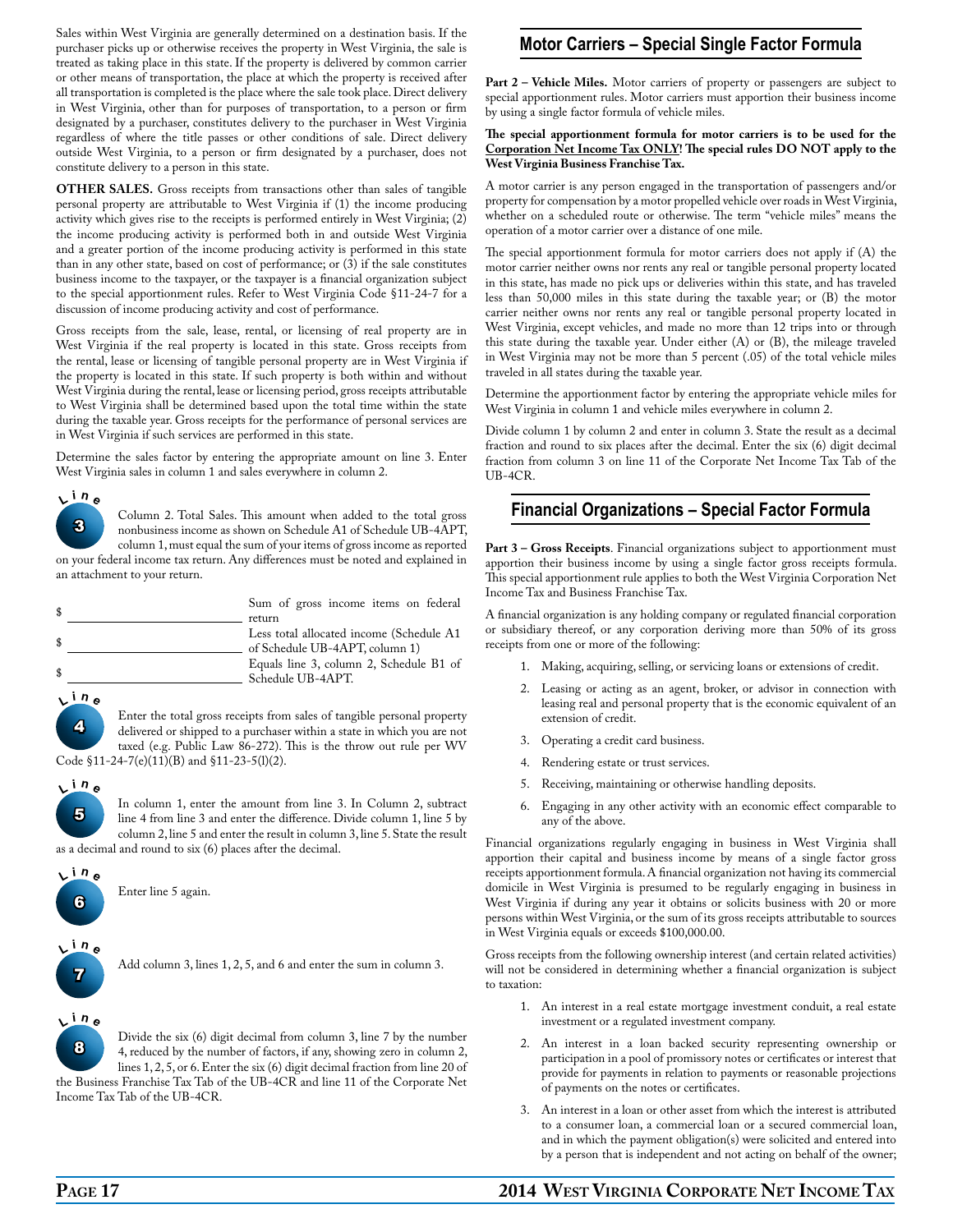Sales within West Virginia are generally determined on a destination basis. If the purchaser picks up or otherwise receives the property in West Virginia, the sale is treated as taking place in this state. If the property is delivered by common carrier or other means of transportation, the place at which the property is received after all transportation is completed is the place where the sale took place. Direct delivery in West Virginia, other than for purposes of transportation, to a person or firm designated by a purchaser, constitutes delivery to the purchaser in West Virginia regardless of where the title passes or other conditions of sale. Direct delivery outside West Virginia, to a person or firm designated by a purchaser, does not constitute delivery to a person in this state.

**OTHER SALES.** Gross receipts from transactions other than sales of tangible personal property are attributable to West Virginia if (1) the income producing activity which gives rise to the receipts is performed entirely in West Virginia; (2) the income producing activity is performed both in and outside West Virginia and a greater portion of the income producing activity is performed in this state than in any other state, based on cost of performance; or (3) if the sale constitutes business income to the taxpayer, or the taxpayer is a financial organization subject to the special apportionment rules. Refer to West Virginia Code §11-24-7 for a discussion of income producing activity and cost of performance.

Gross receipts from the sale, lease, rental, or licensing of real property are in West Virginia if the real property is located in this state. Gross receipts from the rental, lease or licensing of tangible personal property are in West Virginia if the property is located in this state. If such property is both within and without West Virginia during the rental, lease or licensing period, gross receipts attributable to West Virginia shall be determined based upon the total time within the state during the taxable year. Gross receipts for the performance of personal services are in West Virginia if such services are performed in this state.

Determine the sales factor by entering the appropriate amount on line 3. Enter West Virginia sales in column 1 and sales everywhere in column 2.

**Line 3** Column 2. Total Sales. This amount when added to the total gross nonbusiness income as shown on Schedule A1 of Schedule UB-4APT, column 1, must equal the sum of your items of gross income as reported on your federal income tax return. Any differences must be noted and explained in an attachment to your return.

| | |
|---|---|
| $ ______________ | Sum of gross income items on federal return |
| $ ______________ | Less total allocated income (Schedule A1 of Schedule UB-4APT, column 1) |
| $ ______________ | Equals line 3, column 2, Schedule B1 of Schedule UB-4APT. |

**Line 4** Enter the total gross receipts from sales of tangible personal property delivered or shipped to a purchaser within a state in which you are not taxed (e.g. Public Law 86-272). This is the throw out rule per WV Code §11-24-7(e)(11)(B) and §11-23-5(l)(2).

**Line 5** In column 1, enter the amount from line 3. In Column 2, subtract line 4 from line 3 and enter the difference. Divide column 1, line 5 by column 2, line 5 and enter the result in column 3, line 5. State the result as a decimal and round to six (6) places after the decimal.

**Line 6** Enter line 5 again.

**Line 7** Add column 3, lines 1, 2, 5, and 6 and enter the sum in column 3.

**Line 8** Divide the six (6) digit decimal from column 3, line 7 by the number 4, reduced by the number of factors, if any, showing zero in column 2, lines 1, 2, 5, or 6. Enter the six (6) digit decimal fraction from line 20 of the Business Franchise Tax Tab of the UB-4CR and line 11 of the Corporate Net Income Tax Tab of the UB-4CR.

## Motor Carriers – Special Single Factor Formula

**Part 2 – Vehicle Miles.** Motor carriers of property or passengers are subject to special apportionment rules. Motor carriers must apportion their business income by using a single factor formula of vehicle miles.

**The special apportionment formula for motor carriers is to be used for the Corporation Net Income Tax ONLY! The special rules DO NOT apply to the West Virginia Business Franchise Tax.**

A motor carrier is any person engaged in the transportation of passengers and/or property for compensation by a motor propelled vehicle over roads in West Virginia, whether on a scheduled route or otherwise. The term "vehicle miles" means the operation of a motor carrier over a distance of one mile.

The special apportionment formula for motor carriers does not apply if (A) the motor carrier neither owns nor rents any real or tangible personal property located in this state, has made no pick ups or deliveries within this state, and has traveled less than 50,000 miles in this state during the taxable year; or (B) the motor carrier neither owns nor rents any real or tangible personal property located in West Virginia, except vehicles, and made no more than 12 trips into or through this state during the taxable year. Under either (A) or (B), the mileage traveled in West Virginia may not be more than 5 percent (.05) of the total vehicle miles traveled in all states during the taxable year.

Determine the apportionment factor by entering the appropriate vehicle miles for West Virginia in column 1 and vehicle miles everywhere in column 2.

Divide column 1 by column 2 and enter in column 3. State the result as a decimal fraction and round to six places after the decimal. Enter the six (6) digit decimal fraction from column 3 on line 11 of the Corporate Net Income Tax Tab of the UB-4CR.

## Financial Organizations – Special Factor Formula

**Part 3 – Gross Receipts**. Financial organizations subject to apportionment must apportion their business income by using a single factor gross receipts formula. This special apportionment rule applies to both the West Virginia Corporation Net Income Tax and Business Franchise Tax.

A financial organization is any holding company or regulated financial corporation or subsidiary thereof, or any corporation deriving more than 50% of its gross receipts from one or more of the following:

1. Making, acquiring, selling, or servicing loans or extensions of credit.
2. Leasing or acting as an agent, broker, or advisor in connection with leasing real and personal property that is the economic equivalent of an extension of credit.
3. Operating a credit card business.
4. Rendering estate or trust services.
5. Receiving, maintaining or otherwise handling deposits.
6. Engaging in any other activity with an economic effect comparable to any of the above.

Financial organizations regularly engaging in business in West Virginia shall apportion their capital and business income by means of a single factor gross receipts apportionment formula. A financial organization not having its commercial domicile in West Virginia is presumed to be regularly engaging in business in West Virginia if during any year it obtains or solicits business with 20 or more persons within West Virginia, or the sum of its gross receipts attributable to sources in West Virginia equals or exceeds $100,000.00.

Gross receipts from the following ownership interest (and certain related activities) will not be considered in determining whether a financial organization is subject to taxation:

1. An interest in a real estate mortgage investment conduit, a real estate investment or a regulated investment company.
2. An interest in a loan backed security representing ownership or participation in a pool of promissory notes or certificates or interest that provide for payments in relation to payments or reasonable projections of payments on the notes or certificates.
3. An interest in a loan or other asset from which the interest is attributed to a consumer loan, a commercial loan or a secured commercial loan, and in which the payment obligation(s) were solicited and entered into by a person that is independent and not acting on behalf of the owner;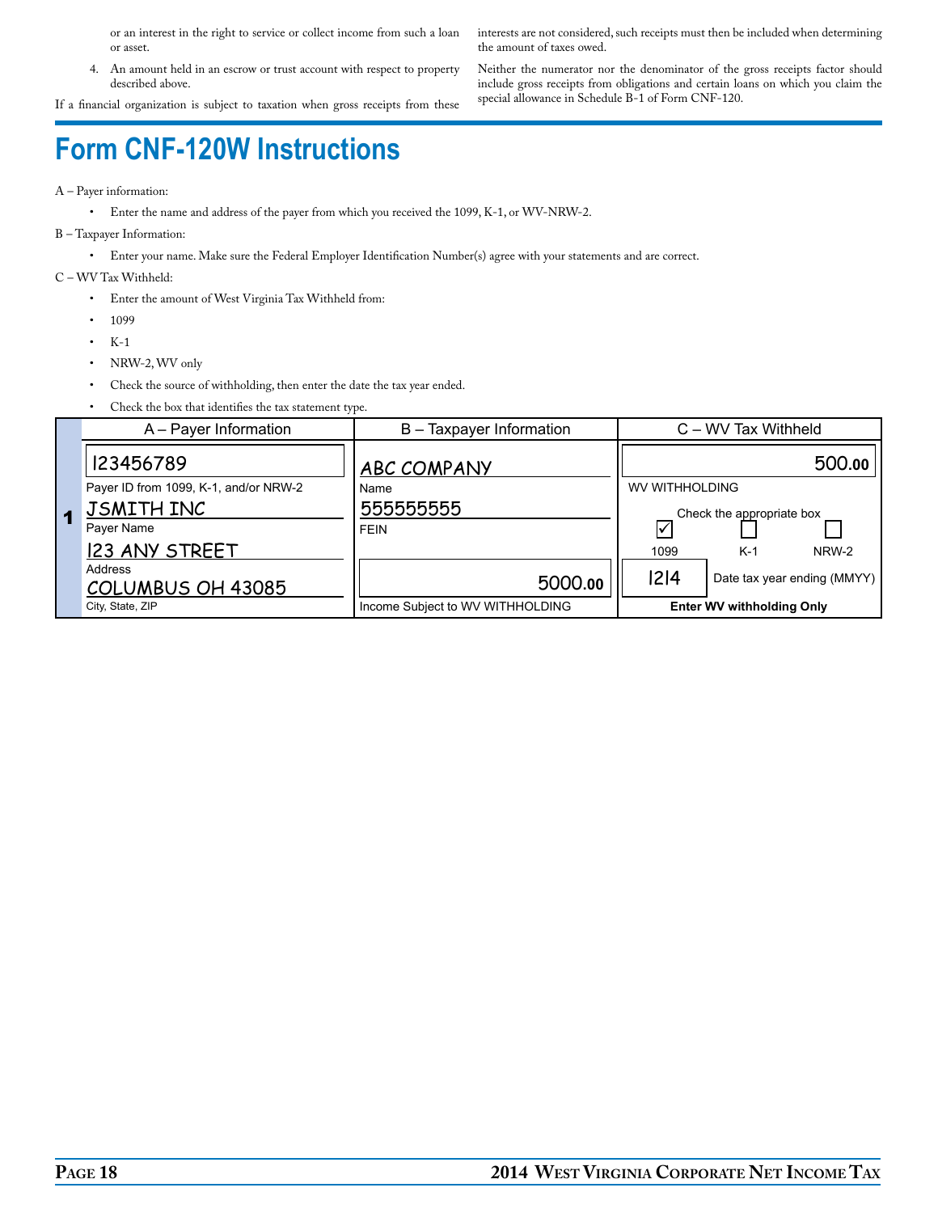or an interest in the right to service or collect income from such a loan or asset.

4. An amount held in an escrow or trust account with respect to property described above.

If a financial organization is subject to taxation when gross receipts from these interests are not considered, such receipts must then be included when determining the amount of taxes owed.

Neither the numerator nor the denominator of the gross receipts factor should include gross receipts from obligations and certain loans on which you claim the special allowance in Schedule B-1 of Form CNF-120.

# Form CNF-120W Instructions

A – Payer information:

- Enter the name and address of the payer from which you received the 1099, K-1, or WV-NRW-2.

B – Taxpayer Information:

- Enter your name. Make sure the Federal Employer Identification Number(s) agree with your statements and are correct.

C – WV Tax Withheld:

- Enter the amount of West Virginia Tax Withheld from:
- 1099
- K-1
- NRW-2, WV only
- Check the source of withholding, then enter the date the tax year ended.
- Check the box that identifies the tax statement type.

| | A – Payer Information | B – Taxpayer Information | C – WV Tax Withheld |
|---|---|---|---|
| 1 | 123456789<br>Payer ID from 1099, K-1, and/or NRW-2 | ABC COMPANY<br>Name | 500.00<br>WV WITHHOLDING |
| | JSMITH INC<br>Payer Name | 555555555<br>FEIN | Check the appropriate box<br>☑ 1099 ☐ K-1 ☐ NRW-2 |
| | 123 ANY STREET<br>Address | | |
| | COLUMBUS OH 43085<br>City, State, ZIP | 5000.00<br>Income Subject to WV WITHHOLDING | 1214 Date tax year ending (MMYY)<br>Enter WV withholding Only |